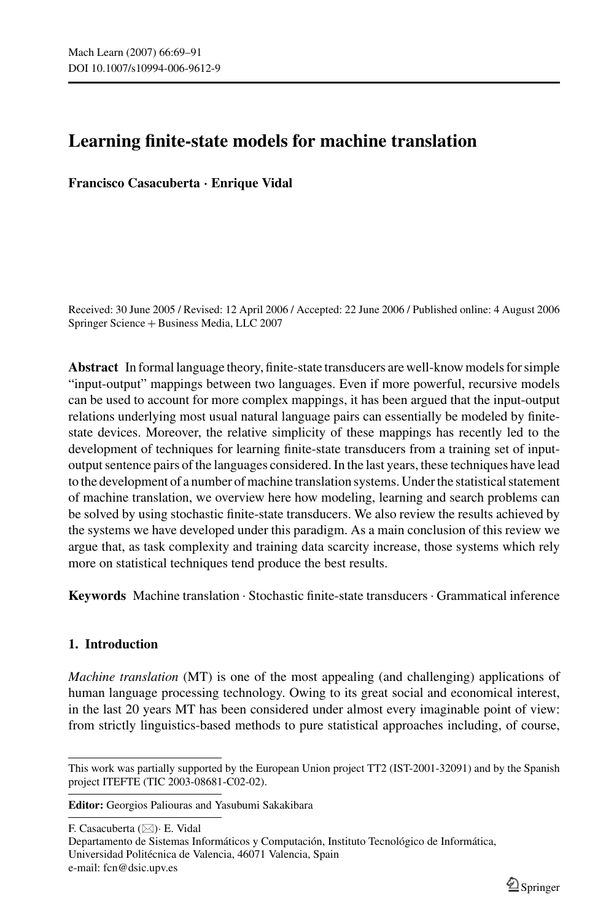# Learning finite-state models for machine translation

**Francisco Casacuberta · Enrique Vidal**

Received: 30 June 2005 / Revised: 12 April 2006 / Accepted: 22 June 2006 / Published online: 4 August 2006
Springer Science + Business Media, LLC 2007

**Abstract** In formal language theory, finite-state transducers are well-know models for simple "input-output" mappings between two languages. Even if more powerful, recursive models can be used to account for more complex mappings, it has been argued that the input-output relations underlying most usual natural language pairs can essentially be modeled by finite-state devices. Moreover, the relative simplicity of these mappings has recently led to the development of techniques for learning finite-state transducers from a training set of input-output sentence pairs of the languages considered. In the last years, these techniques have lead to the development of a number of machine translation systems. Under the statistical statement of machine translation, we overview here how modeling, learning and search problems can be solved by using stochastic finite-state transducers. We also review the results achieved by the systems we have developed under this paradigm. As a main conclusion of this review we argue that, as task complexity and training data scarcity increase, those systems which rely more on statistical techniques tend produce the best results.

**Keywords** Machine translation · Stochastic finite-state transducers · Grammatical inference

## 1. Introduction

*Machine translation* (MT) is one of the most appealing (and challenging) applications of human language processing technology. Owing to its great social and economical interest, in the last 20 years MT has been considered under almost every imaginable point of view: from strictly linguistics-based methods to pure statistical approaches including, of course,

---

This work was partially supported by the European Union project TT2 (IST-2001-32091) and by the Spanish project ITEFTE (TIC 2003-08681-C02-02).

**Editor:** Georgios Paliouras and Yasubumi Sakakibara

F. Casacuberta (✉)· E. Vidal
Departamento de Sistemas Informáticos y Computación, Instituto Tecnológico de Informática, Universidad Politécnica de Valencia, 46071 Valencia, Spain
e-mail: fcn@dsic.upv.es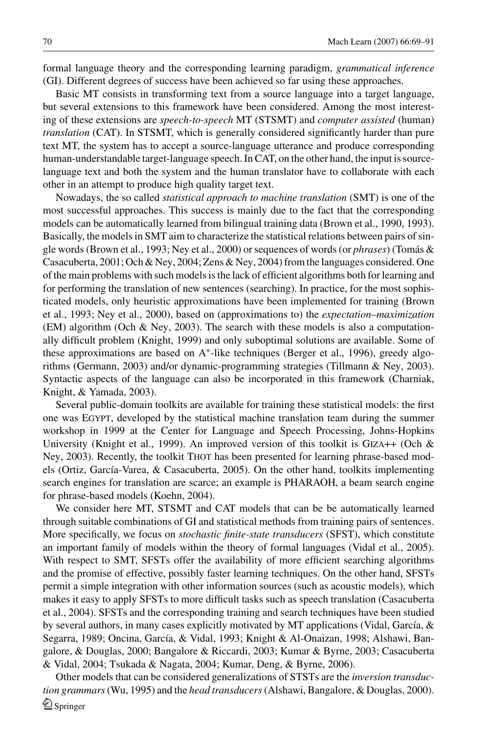formal language theory and the corresponding learning paradigm, *grammatical inference* (GI). Different degrees of success have been achieved so far using these approaches.

Basic MT consists in transforming text from a source language into a target language, but several extensions to this framework have been considered. Among the most interesting of these extensions are *speech-to-speech* MT (STSMT) and *computer assisted* (human) *translation* (CAT). In STSMT, which is generally considered significantly harder than pure text MT, the system has to accept a source-language utterance and produce corresponding human-understandable target-language speech. In CAT, on the other hand, the input is source-language text and both the system and the human translator have to collaborate with each other in an attempt to produce high quality target text.

Nowadays, the so called *statistical approach to machine translation* (SMT) is one of the most successful approaches. This success is mainly due to the fact that the corresponding models can be automatically learned from bilingual training data (Brown et al., 1990, 1993). Basically, the models in SMT aim to characterize the statistical relations between pairs of single words (Brown et al., 1993; Ney et al., 2000) or sequences of words (or *phrases*) (Tomás & Casacuberta, 2001; Och & Ney, 2004; Zens & Ney, 2004) from the languages considered. One of the main problems with such models is the lack of efficient algorithms both for learning and for performing the translation of new sentences (searching). In practice, for the most sophisticated models, only heuristic approximations have been implemented for training (Brown et al., 1993; Ney et al., 2000), based on (approximations to) the *expectation–maximization* (EM) algorithm (Och & Ney, 2003). The search with these models is also a computationally difficult problem (Knight, 1999) and only suboptimal solutions are available. Some of these approximations are based on $A^*$-like techniques (Berger et al., 1996), greedy algorithms (Germann, 2003) and/or dynamic-programming strategies (Tillmann & Ney, 2003). Syntactic aspects of the language can also be incorporated in this framework (Charniak, Knight, & Yamada, 2003).

Several public-domain toolkits are available for training these statistical models: the first one was EGYPT, developed by the statistical machine translation team during the summer workshop in 1999 at the Center for Language and Speech Processing, Johns-Hopkins University (Knight et al., 1999). An improved version of this toolkit is GIZA++ (Och & Ney, 2003). Recently, the toolkit THOT has been presented for learning phrase-based models (Ortiz, García-Varea, & Casacuberta, 2005). On the other hand, toolkits implementing search engines for translation are scarce; an example is PHARAOH, a beam search engine for phrase-based models (Koehn, 2004).

We consider here MT, STSMT and CAT models that can be be automatically learned through suitable combinations of GI and statistical methods from training pairs of sentences. More specifically, we focus on *stochastic finite-state transducers* (SFST), which constitute an important family of models within the theory of formal languages (Vidal et al., 2005). With respect to SMT, SFSTs offer the availability of more efficient searching algorithms and the promise of effective, possibly faster learning techniques. On the other hand, SFSTs permit a simple integration with other information sources (such as acoustic models), which makes it easy to apply SFSTs to more difficult tasks such as speech translation (Casacuberta et al., 2004). SFSTs and the corresponding training and search techniques have been studied by several authors, in many cases explicitly motivated by MT applications (Vidal, García, & Segarra, 1989; Oncina, García, & Vidal, 1993; Knight & Al-Onaizan, 1998; Alshawi, Bangalore, & Douglas, 2000; Bangalore & Riccardi, 2003; Kumar & Byrne, 2003; Casacuberta & Vidal, 2004; Tsukada & Nagata, 2004; Kumar, Deng, & Byrne, 2006).

Other models that can be considered generalizations of STSTs are the *inversion transduction grammars* (Wu, 1995) and the *head transducers* (Alshawi, Bangalore, & Douglas, 2000).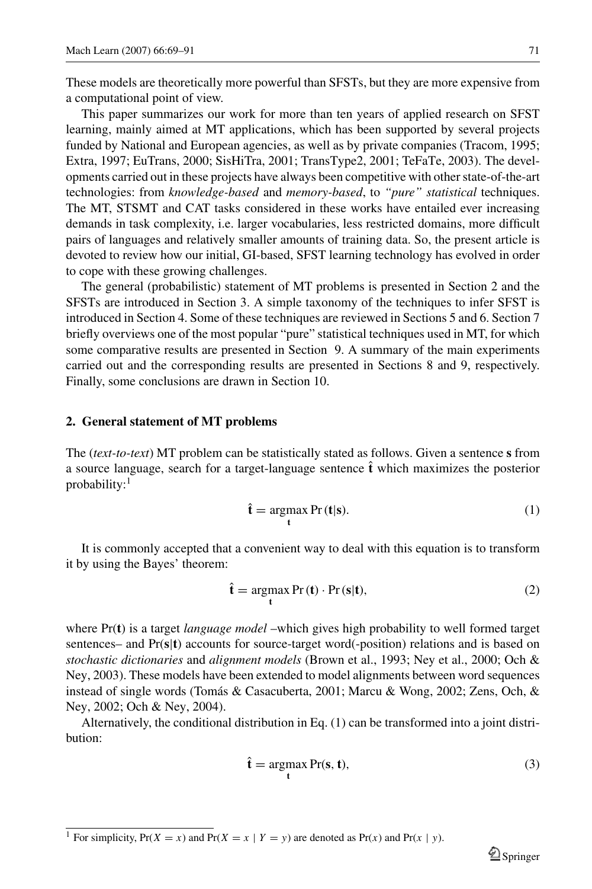These models are theoretically more powerful than SFSTs, but they are more expensive from a computational point of view.

This paper summarizes our work for more than ten years of applied research on SFST learning, mainly aimed at MT applications, which has been supported by several projects funded by National and European agencies, as well as by private companies (Tracom, 1995; Extra, 1997; EuTrans, 2000; SisHiTra, 2001; TransType2, 2001; TeFaTe, 2003). The developments carried out in these projects have always been competitive with other state-of-the-art technologies: from *knowledge-based* and *memory-based*, to *"pure" statistical* techniques. The MT, STSMT and CAT tasks considered in these works have entailed ever increasing demands in task complexity, i.e. larger vocabularies, less restricted domains, more difficult pairs of languages and relatively smaller amounts of training data. So, the present article is devoted to review how our initial, GI-based, SFST learning technology has evolved in order to cope with these growing challenges.

The general (probabilistic) statement of MT problems is presented in Section 2 and the SFSTs are introduced in Section 3. A simple taxonomy of the techniques to infer SFST is introduced in Section 4. Some of these techniques are reviewed in Sections 5 and 6. Section 7 briefly overviews one of the most popular "pure" statistical techniques used in MT, for which some comparative results are presented in Section 9. A summary of the main experiments carried out and the corresponding results are presented in Sections 8 and 9, respectively. Finally, some conclusions are drawn in Section 10.

## 2. General statement of MT problems

The (*text-to-text*) MT problem can be statistically stated as follows. Given a sentence **s** from a source language, search for a target-language sentence $\hat{\mathbf{t}}$ which maximizes the posterior probability:[1]

$$\hat{\mathbf{t}} = \underset{\mathbf{t}}{\operatorname{argmax}} \Pr(\mathbf{t}|\mathbf{s}). \tag{1}$$

It is commonly accepted that a convenient way to deal with this equation is to transform it by using the Bayes' theorem:

$$\hat{\mathbf{t}} = \underset{\mathbf{t}}{\operatorname{argmax}} \Pr(\mathbf{t}) \cdot \Pr(\mathbf{s}|\mathbf{t}), \tag{2}$$

where $\Pr(\mathbf{t})$ is a target *language model* –which gives high probability to well formed target sentences– and $\Pr(\mathbf{s}|\mathbf{t})$ accounts for source-target word(-position) relations and is based on *stochastic dictionaries* and *alignment models* (Brown et al., 1993; Ney et al., 2000; Och & Ney, 2003). These models have been extended to model alignments between word sequences instead of single words (Tomás & Casacuberta, 2001; Marcu & Wong, 2002; Zens, Och, & Ney, 2002; Och & Ney, 2004).

Alternatively, the conditional distribution in Eq. (1) can be transformed into a joint distribution:

$$\hat{\mathbf{t}} = \underset{\mathbf{t}}{\operatorname{argmax}} \Pr(\mathbf{s}, \mathbf{t}), \tag{3}$$

[1] For simplicity, $\Pr(X = x)$ and $\Pr(X = x \mid Y = y)$ are denoted as $\Pr(x)$ and $\Pr(x \mid y)$.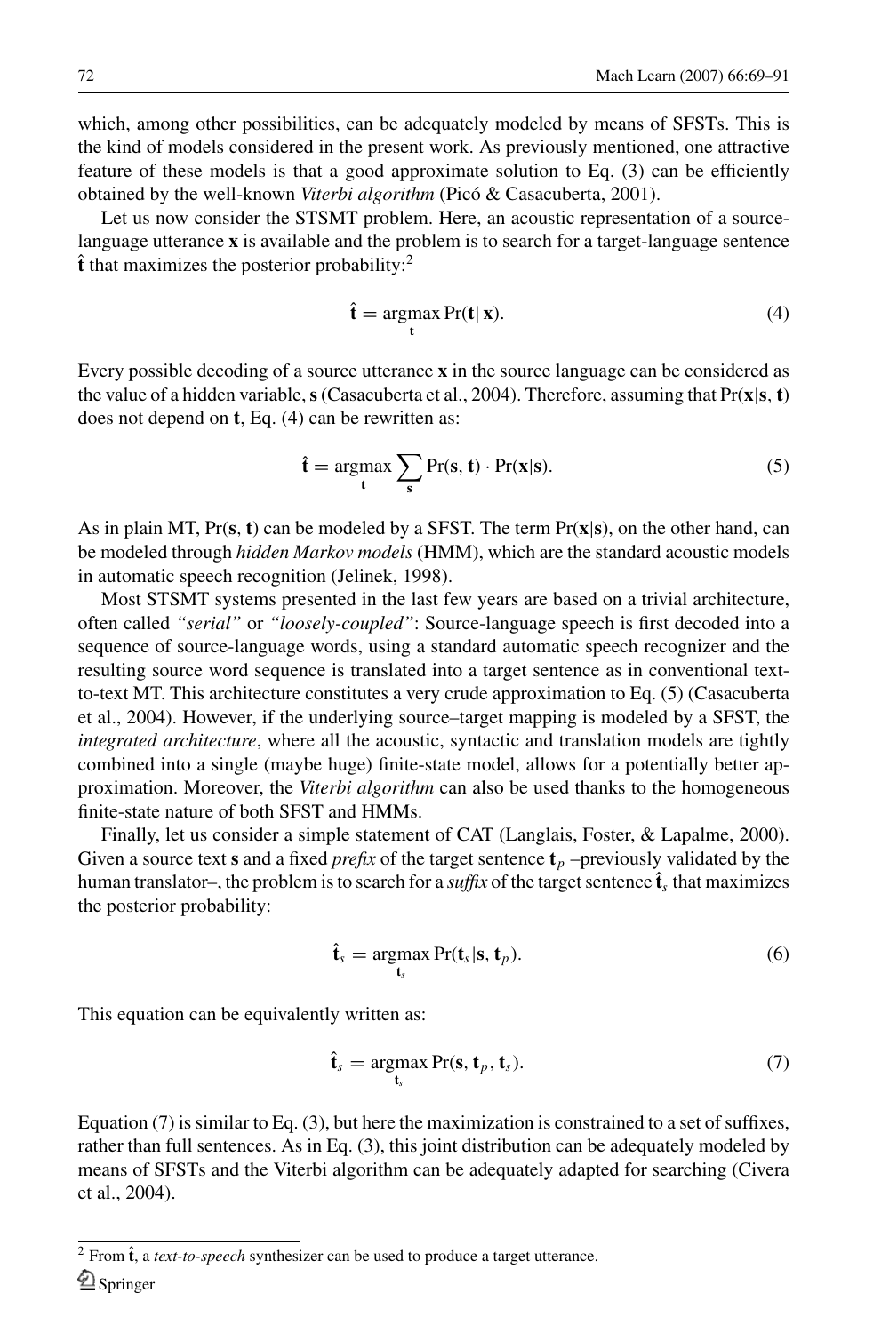which, among other possibilities, can be adequately modeled by means of SFSTs. This is the kind of models considered in the present work. As previously mentioned, one attractive feature of these models is that a good approximate solution to Eq. (3) can be efficiently obtained by the well-known *Viterbi algorithm* (Picó & Casacuberta, 2001).

Let us now consider the STSMT problem. Here, an acoustic representation of a source-language utterance $\mathbf{x}$ is available and the problem is to search for a target-language sentence $\hat{\mathbf{t}}$ that maximizes the posterior probability:[2]

$$\hat{\mathbf{t}} = \underset{\mathbf{t}}{\operatorname{argmax}} \Pr(\mathbf{t} | \mathbf{x}). \tag{4}$$

Every possible decoding of a source utterance $\mathbf{x}$ in the source language can be considered as the value of a hidden variable, $\mathbf{s}$ (Casacuberta et al., 2004). Therefore, assuming that $\Pr(\mathbf{x}|\mathbf{s}, \mathbf{t})$ does not depend on $\mathbf{t}$, Eq. (4) can be rewritten as:

$$\hat{\mathbf{t}} = \underset{\mathbf{t}}{\operatorname{argmax}} \sum_{\mathbf{s}} \Pr(\mathbf{s}, \mathbf{t}) \cdot \Pr(\mathbf{x}|\mathbf{s}). \tag{5}$$

As in plain MT, $\Pr(\mathbf{s}, \mathbf{t})$ can be modeled by a SFST. The term $\Pr(\mathbf{x}|\mathbf{s})$, on the other hand, can be modeled through *hidden Markov models* (HMM), which are the standard acoustic models in automatic speech recognition (Jelinek, 1998).

Most STSMT systems presented in the last few years are based on a trivial architecture, often called *"serial"* or *"loosely-coupled"*: Source-language speech is first decoded into a sequence of source-language words, using a standard automatic speech recognizer and the resulting source word sequence is translated into a target sentence as in conventional text-to-text MT. This architecture constitutes a very crude approximation to Eq. (5) (Casacuberta et al., 2004). However, if the underlying source–target mapping is modeled by a SFST, the *integrated architecture*, where all the acoustic, syntactic and translation models are tightly combined into a single (maybe huge) finite-state model, allows for a potentially better approximation. Moreover, the *Viterbi algorithm* can also be used thanks to the homogeneous finite-state nature of both SFST and HMMs.

Finally, let us consider a simple statement of CAT (Langlais, Foster, & Lapalme, 2000). Given a source text $\mathbf{s}$ and a fixed *prefix* of the target sentence $\mathbf{t}_p$ –previously validated by the human translator–, the problem is to search for a *suffix* of the target sentence $\hat{\mathbf{t}}_s$ that maximizes the posterior probability:

$$\hat{\mathbf{t}}_s = \underset{\mathbf{t}_s}{\operatorname{argmax}} \Pr(\mathbf{t}_s | \mathbf{s}, \mathbf{t}_p). \tag{6}$$

This equation can be equivalently written as:

$$\hat{\mathbf{t}}_s = \underset{\mathbf{t}_s}{\operatorname{argmax}} \Pr(\mathbf{s}, \mathbf{t}_p, \mathbf{t}_s). \tag{7}$$

Equation (7) is similar to Eq. (3), but here the maximization is constrained to a set of suffixes, rather than full sentences. As in Eq. (3), this joint distribution can be adequately modeled by means of SFSTs and the Viterbi algorithm can be adequately adapted for searching (Civera et al., 2004).

[2] From $\hat{\mathbf{t}}$, a *text-to-speech* synthesizer can be used to produce a target utterance.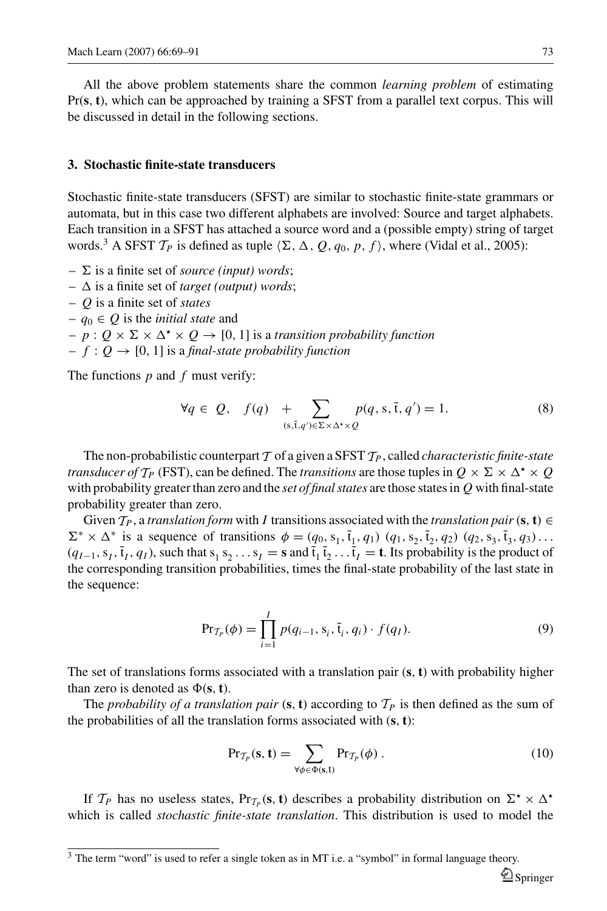All the above problem statements share the common *learning problem* of estimating Pr(**s**, **t**), which can be approached by training a SFST from a parallel text corpus. This will be discussed in detail in the following sections.

### 3. Stochastic finite-state transducers

Stochastic finite-state transducers (SFST) are similar to stochastic finite-state grammars or automata, but in this case two different alphabets are involved: Source and target alphabets. Each transition in a SFST has attached a source word and a (possible empty) string of target words.[3] A SFST $\mathcal{T}_P$ is defined as tuple $\langle \Sigma, \Delta, Q, q_0, p, f \rangle$, where (Vidal et al., 2005):

- $\Sigma$ is a finite set of *source (input) words*;
- $\Delta$ is a finite set of *target (output) words*;
- $Q$ is a finite set of *states*
- $q_0 \in Q$ is the *initial state* and
- $p : Q \times \Sigma \times \Delta^\star \times Q \rightarrow [0, 1]$ is a *transition probability function*
- $f : Q \rightarrow [0, 1]$ is a *final-state probability function*

The functions $p$ and $f$ must verify:

$$\forall q \in Q, \quad f(q) \quad + \sum_{(\mathrm{s},\tilde{\mathrm{t}},q') \in \Sigma \times \Delta^\star \times Q} p(q, \mathrm{s}, \tilde{\mathrm{t}}, q') = 1. \tag{8}$$

The non-probabilistic counterpart $\mathcal{T}$ of a given a SFST $\mathcal{T}_P$, called *characteristic finite-state transducer of* $\mathcal{T}_P$ (FST), can be defined. The *transitions* are those tuples in $Q \times \Sigma \times \Delta^\star \times Q$ with probability greater than zero and the *set of final states* are those states in $Q$ with final-state probability greater than zero.

Given $\mathcal{T}_P$, a *translation form* with $I$ transitions associated with the *translation pair* $(\mathbf{s}, \mathbf{t}) \in \Sigma^* \times \Delta^*$ is a sequence of transitions $\phi = (q_0, \mathrm{s}_1, \tilde{\mathrm{t}}_1, q_1)\ (q_1, \mathrm{s}_2, \tilde{\mathrm{t}}_2, q_2)\ (q_2, \mathrm{s}_3, \tilde{\mathrm{t}}_3, q_3) \ldots (q_{I-1}, \mathrm{s}_I, \tilde{\mathrm{t}}_I, q_I)$, such that $\mathrm{s}_1\, \mathrm{s}_2 \ldots \mathrm{s}_I = \mathbf{s}$ and $\tilde{\mathrm{t}}_1\, \tilde{\mathrm{t}}_2 \ldots \tilde{\mathrm{t}}_I = \mathbf{t}$. Its probability is the product of the corresponding transition probabilities, times the final-state probability of the last state in the sequence:

$$\mathrm{Pr}_{\mathcal{T}_P}(\phi) = \prod_{i=1}^{I} p(q_{i-1}, \mathrm{s}_i, \tilde{\mathrm{t}}_i, q_i) \cdot f(q_I). \tag{9}$$

The set of translations forms associated with a translation pair $(\mathbf{s}, \mathbf{t})$ with probability higher than zero is denoted as $\Phi(\mathbf{s}, \mathbf{t})$.

The *probability of a translation pair* $(\mathbf{s}, \mathbf{t})$ according to $\mathcal{T}_P$ is then defined as the sum of the probabilities of all the translation forms associated with $(\mathbf{s}, \mathbf{t})$:

$$\mathrm{Pr}_{\mathcal{T}_P}(\mathbf{s}, \mathbf{t}) = \sum_{\forall \phi \in \Phi(\mathbf{s}, \mathbf{t})} \mathrm{Pr}_{\mathcal{T}_P}(\phi)\,. \tag{10}$$

If $\mathcal{T}_P$ has no useless states, $\mathrm{Pr}_{\mathcal{T}_P}(\mathbf{s}, \mathbf{t})$ describes a probability distribution on $\Sigma^\star \times \Delta^\star$ which is called *stochastic finite-state translation*. This distribution is used to model the

---

[3] The term "word" is used to refer a single token as in MT i.e. a "symbol" in formal language theory.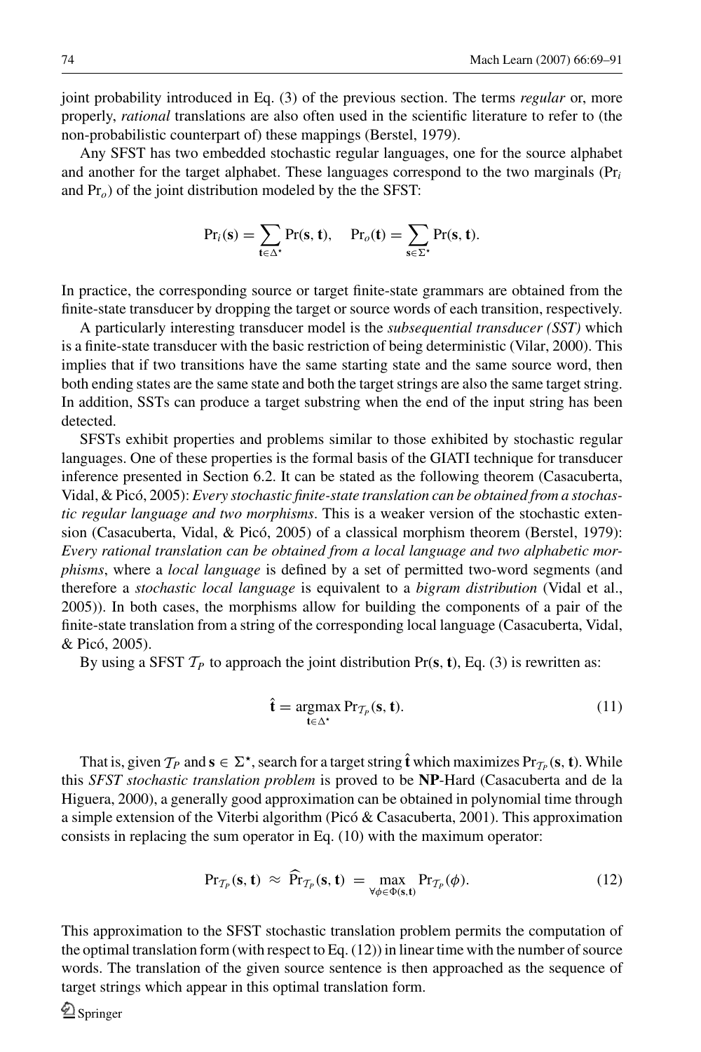joint probability introduced in Eq. (3) of the previous section. The terms *regular* or, more properly, *rational* translations are also often used in the scientific literature to refer to (the non-probabilistic counterpart of) these mappings (Berstel, 1979).

Any SFST has two embedded stochastic regular languages, one for the source alphabet and another for the target alphabet. These languages correspond to the two marginals ($\Pr_i$ and $\Pr_o$) of the joint distribution modeled by the the SFST:

$$\Pr_i(\mathbf{s}) = \sum_{\mathbf{t}\in\Delta^\star} \Pr(\mathbf{s}, \mathbf{t}), \quad \Pr_o(\mathbf{t}) = \sum_{\mathbf{s}\in\Sigma^\star} \Pr(\mathbf{s}, \mathbf{t}).$$

In practice, the corresponding source or target finite-state grammars are obtained from the finite-state transducer by dropping the target or source words of each transition, respectively.

A particularly interesting transducer model is the *subsequential transducer (SST)* which is a finite-state transducer with the basic restriction of being deterministic (Vilar, 2000). This implies that if two transitions have the same starting state and the same source word, then both ending states are the same state and both the target strings are also the same target string. In addition, SSTs can produce a target substring when the end of the input string has been detected.

SFSTs exhibit properties and problems similar to those exhibited by stochastic regular languages. One of these properties is the formal basis of the GIATI technique for transducer inference presented in Section 6.2. It can be stated as the following theorem (Casacuberta, Vidal, & Picó, 2005): *Every stochastic finite-state translation can be obtained from a stochastic regular language and two morphisms*. This is a weaker version of the stochastic extension (Casacuberta, Vidal, & Picó, 2005) of a classical morphism theorem (Berstel, 1979): *Every rational translation can be obtained from a local language and two alphabetic morphisms*, where a *local language* is defined by a set of permitted two-word segments (and therefore a *stochastic local language* is equivalent to a *bigram distribution* (Vidal et al., 2005)). In both cases, the morphisms allow for building the components of a pair of the finite-state translation from a string of the corresponding local language (Casacuberta, Vidal, & Picó, 2005).

By using a SFST $\mathcal{T}_P$ to approach the joint distribution $\Pr(\mathbf{s}, \mathbf{t})$, Eq. (3) is rewritten as:

$$\hat{\mathbf{t}} = \underset{\mathbf{t}\in\Delta^\star}{\operatorname{argmax}} \Pr_{\mathcal{T}_P}(\mathbf{s}, \mathbf{t}). \tag{11}$$

That is, given $\mathcal{T}_P$ and $\mathbf{s} \in \Sigma^\star$, search for a target string $\hat{\mathbf{t}}$ which maximizes $\Pr_{\mathcal{T}_P}(\mathbf{s}, \mathbf{t})$. While this *SFST stochastic translation problem* is proved to be **NP**-Hard (Casacuberta and de la Higuera, 2000), a generally good approximation can be obtained in polynomial time through a simple extension of the Viterbi algorithm (Picó & Casacuberta, 2001). This approximation consists in replacing the sum operator in Eq. (10) with the maximum operator:

$$\Pr_{\mathcal{T}_P}(\mathbf{s}, \mathbf{t}) \approx \widehat{\Pr}_{\mathcal{T}_P}(\mathbf{s}, \mathbf{t}) = \max_{\forall \phi \in \Phi(\mathbf{s}, \mathbf{t})} \Pr_{\mathcal{T}_P}(\phi). \tag{12}$$

This approximation to the SFST stochastic translation problem permits the computation of the optimal translation form (with respect to Eq. (12)) in linear time with the number of source words. The translation of the given source sentence is then approached as the sequence of target strings which appear in this optimal translation form.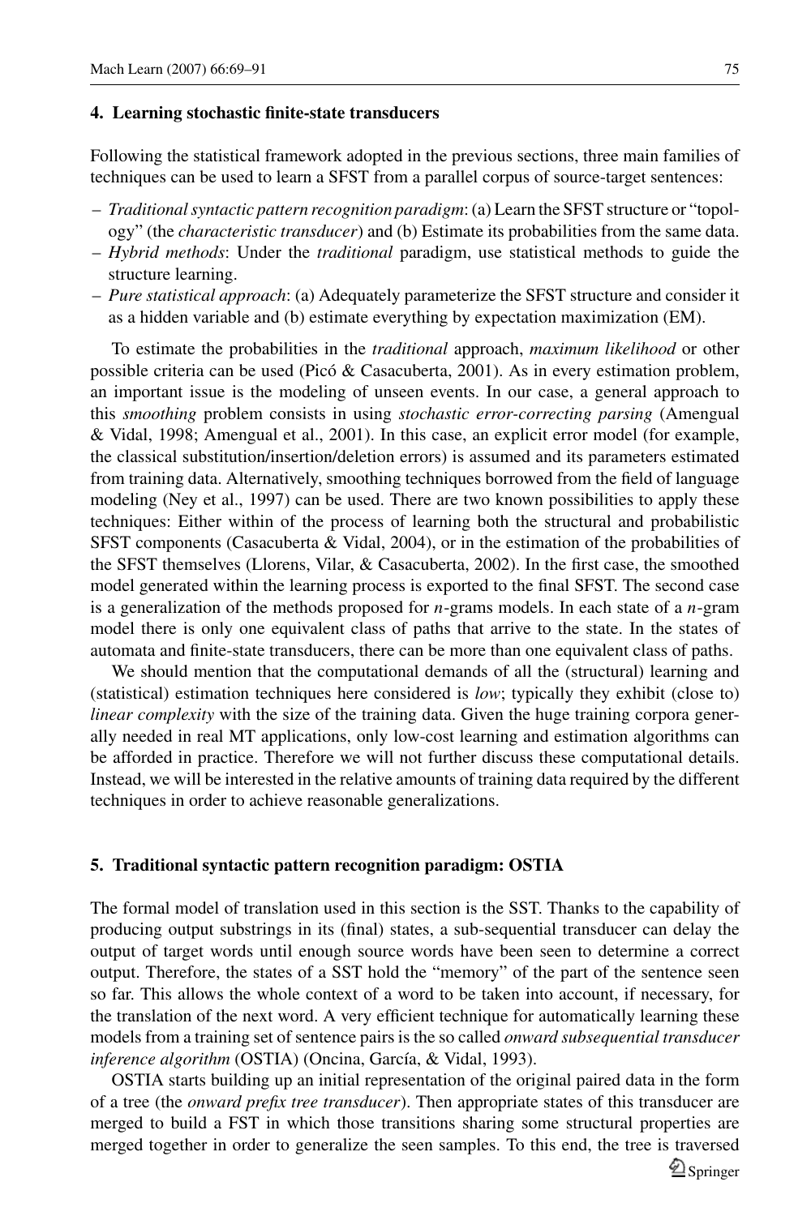## 4. Learning stochastic finite-state transducers

Following the statistical framework adopted in the previous sections, three main families of techniques can be used to learn a SFST from a parallel corpus of source-target sentences:

- *Traditional syntactic pattern recognition paradigm*: (a) Learn the SFST structure or "topology" (the *characteristic transducer*) and (b) Estimate its probabilities from the same data.
- *Hybrid methods*: Under the *traditional* paradigm, use statistical methods to guide the structure learning.
- *Pure statistical approach*: (a) Adequately parameterize the SFST structure and consider it as a hidden variable and (b) estimate everything by expectation maximization (EM).

To estimate the probabilities in the *traditional* approach, *maximum likelihood* or other possible criteria can be used (Picó & Casacuberta, 2001). As in every estimation problem, an important issue is the modeling of unseen events. In our case, a general approach to this *smoothing* problem consists in using *stochastic error-correcting parsing* (Amengual & Vidal, 1998; Amengual et al., 2001). In this case, an explicit error model (for example, the classical substitution/insertion/deletion errors) is assumed and its parameters estimated from training data. Alternatively, smoothing techniques borrowed from the field of language modeling (Ney et al., 1997) can be used. There are two known possibilities to apply these techniques: Either within of the process of learning both the structural and probabilistic SFST components (Casacuberta & Vidal, 2004), or in the estimation of the probabilities of the SFST themselves (Llorens, Vilar, & Casacuberta, 2002). In the first case, the smoothed model generated within the learning process is exported to the final SFST. The second case is a generalization of the methods proposed for $n$-grams models. In each state of a $n$-gram model there is only one equivalent class of paths that arrive to the state. In the states of automata and finite-state transducers, there can be more than one equivalent class of paths.

We should mention that the computational demands of all the (structural) learning and (statistical) estimation techniques here considered is *low*; typically they exhibit (close to) *linear complexity* with the size of the training data. Given the huge training corpora generally needed in real MT applications, only low-cost learning and estimation algorithms can be afforded in practice. Therefore we will not further discuss these computational details. Instead, we will be interested in the relative amounts of training data required by the different techniques in order to achieve reasonable generalizations.

## 5. Traditional syntactic pattern recognition paradigm: OSTIA

The formal model of translation used in this section is the SST. Thanks to the capability of producing output substrings in its (final) states, a sub-sequential transducer can delay the output of target words until enough source words have been seen to determine a correct output. Therefore, the states of a SST hold the "memory" of the part of the sentence seen so far. This allows the whole context of a word to be taken into account, if necessary, for the translation of the next word. A very efficient technique for automatically learning these models from a training set of sentence pairs is the so called *onward subsequential transducer inference algorithm* (OSTIA) (Oncina, García, & Vidal, 1993).

OSTIA starts building up an initial representation of the original paired data in the form of a tree (the *onward prefix tree transducer*). Then appropriate states of this transducer are merged to build a FST in which those transitions sharing some structural properties are merged together in order to generalize the seen samples. To this end, the tree is traversed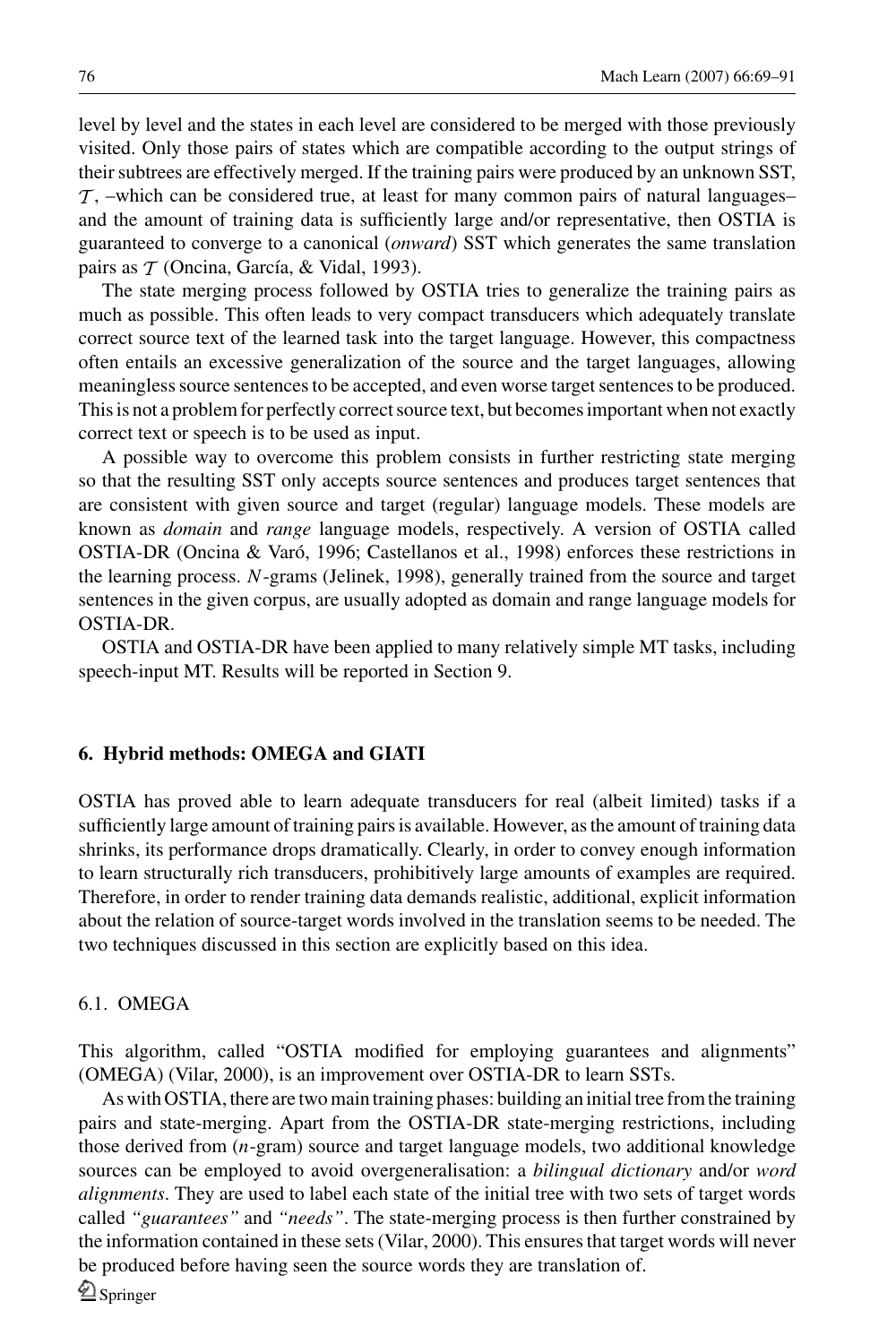level by level and the states in each level are considered to be merged with those previously visited. Only those pairs of states which are compatible according to the output strings of their subtrees are effectively merged. If the training pairs were produced by an unknown SST, $\mathcal{T}$, –which can be considered true, at least for many common pairs of natural languages– and the amount of training data is sufficiently large and/or representative, then OSTIA is guaranteed to converge to a canonical (*onward*) SST which generates the same translation pairs as $\mathcal{T}$ (Oncina, García, & Vidal, 1993).

The state merging process followed by OSTIA tries to generalize the training pairs as much as possible. This often leads to very compact transducers which adequately translate correct source text of the learned task into the target language. However, this compactness often entails an excessive generalization of the source and the target languages, allowing meaningless source sentences to be accepted, and even worse target sentences to be produced. This is not a problem for perfectly correct source text, but becomes important when not exactly correct text or speech is to be used as input.

A possible way to overcome this problem consists in further restricting state merging so that the resulting SST only accepts source sentences and produces target sentences that are consistent with given source and target (regular) language models. These models are known as *domain* and *range* language models, respectively. A version of OSTIA called OSTIA-DR (Oncina & Varó, 1996; Castellanos et al., 1998) enforces these restrictions in the learning process. $N$-grams (Jelinek, 1998), generally trained from the source and target sentences in the given corpus, are usually adopted as domain and range language models for OSTIA-DR.

OSTIA and OSTIA-DR have been applied to many relatively simple MT tasks, including speech-input MT. Results will be reported in Section 9.

## 6. Hybrid methods: OMEGA and GIATI

OSTIA has proved able to learn adequate transducers for real (albeit limited) tasks if a sufficiently large amount of training pairs is available. However, as the amount of training data shrinks, its performance drops dramatically. Clearly, in order to convey enough information to learn structurally rich transducers, prohibitively large amounts of examples are required. Therefore, in order to render training data demands realistic, additional, explicit information about the relation of source-target words involved in the translation seems to be needed. The two techniques discussed in this section are explicitly based on this idea.

### 6.1. OMEGA

This algorithm, called "OSTIA modified for employing guarantees and alignments" (OMEGA) (Vilar, 2000), is an improvement over OSTIA-DR to learn SSTs.

As with OSTIA, there are two main training phases: building an initial tree from the training pairs and state-merging. Apart from the OSTIA-DR state-merging restrictions, including those derived from ($n$-gram) source and target language models, two additional knowledge sources can be employed to avoid overgeneralisation: a *bilingual dictionary* and/or *word alignments*. They are used to label each state of the initial tree with two sets of target words called *"guarantees"* and *"needs"*. The state-merging process is then further constrained by the information contained in these sets (Vilar, 2000). This ensures that target words will never be produced before having seen the source words they are translation of.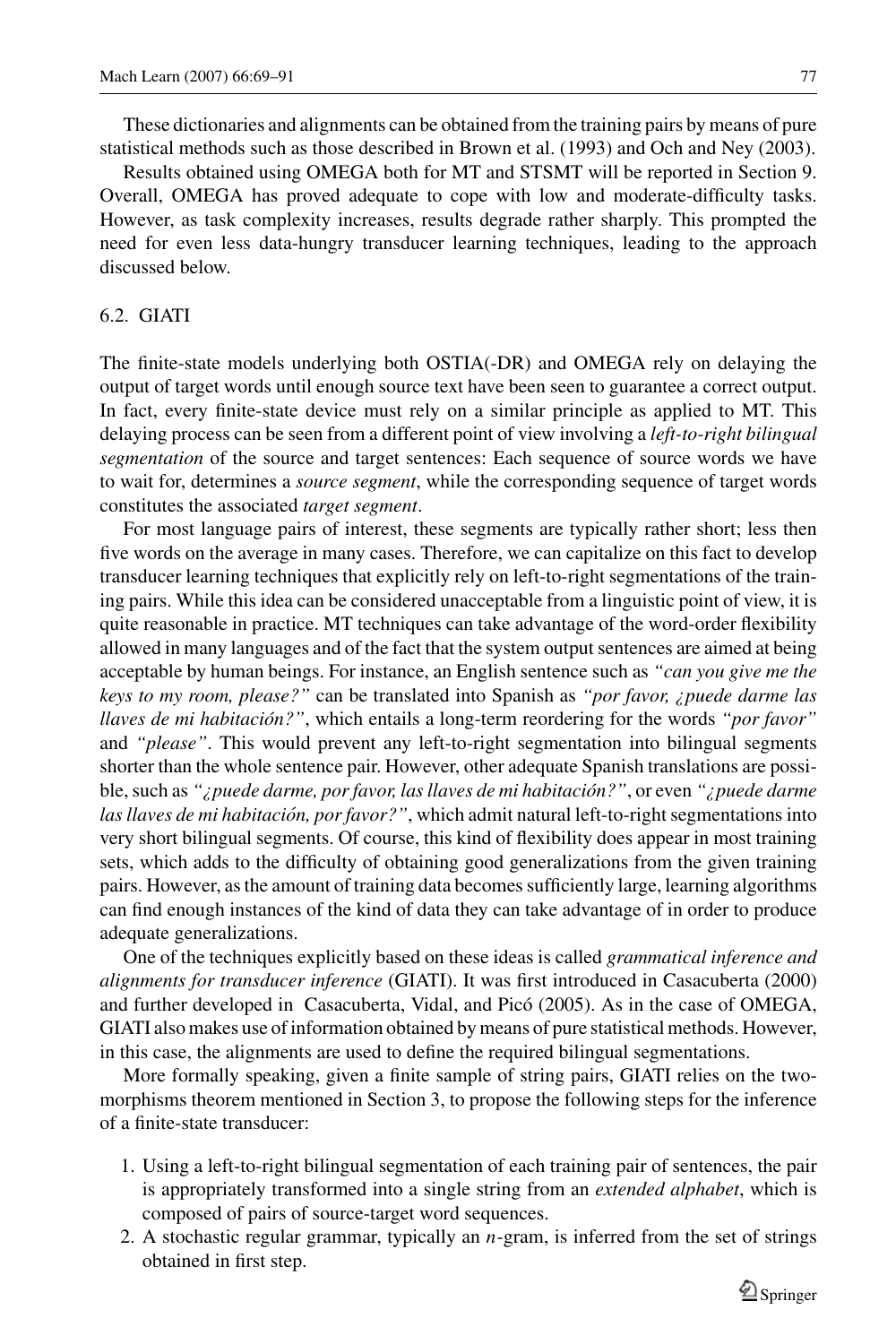These dictionaries and alignments can be obtained from the training pairs by means of pure statistical methods such as those described in Brown et al. (1993) and Och and Ney (2003).

Results obtained using OMEGA both for MT and STSMT will be reported in Section 9. Overall, OMEGA has proved adequate to cope with low and moderate-difficulty tasks. However, as task complexity increases, results degrade rather sharply. This prompted the need for even less data-hungry transducer learning techniques, leading to the approach discussed below.

### 6.2. GIATI

The finite-state models underlying both OSTIA(-DR) and OMEGA rely on delaying the output of target words until enough source text have been seen to guarantee a correct output. In fact, every finite-state device must rely on a similar principle as applied to MT. This delaying process can be seen from a different point of view involving a *left-to-right bilingual segmentation* of the source and target sentences: Each sequence of source words we have to wait for, determines a *source segment*, while the corresponding sequence of target words constitutes the associated *target segment*.

For most language pairs of interest, these segments are typically rather short; less then five words on the average in many cases. Therefore, we can capitalize on this fact to develop transducer learning techniques that explicitly rely on left-to-right segmentations of the training pairs. While this idea can be considered unacceptable from a linguistic point of view, it is quite reasonable in practice. MT techniques can take advantage of the word-order flexibility allowed in many languages and of the fact that the system output sentences are aimed at being acceptable by human beings. For instance, an English sentence such as *"can you give me the keys to my room, please?"* can be translated into Spanish as *"por favor, ¿puede darme las llaves de mi habitación?"*, which entails a long-term reordering for the words *"por favor"* and *"please"*. This would prevent any left-to-right segmentation into bilingual segments shorter than the whole sentence pair. However, other adequate Spanish translations are possible, such as *"¿puede darme, por favor, las llaves de mi habitación?"*, or even *"¿puede darme las llaves de mi habitación, por favor?"*, which admit natural left-to-right segmentations into very short bilingual segments. Of course, this kind of flexibility does appear in most training sets, which adds to the difficulty of obtaining good generalizations from the given training pairs. However, as the amount of training data becomes sufficiently large, learning algorithms can find enough instances of the kind of data they can take advantage of in order to produce adequate generalizations.

One of the techniques explicitly based on these ideas is called *grammatical inference and alignments for transducer inference* (GIATI). It was first introduced in Casacuberta (2000) and further developed in Casacuberta, Vidal, and Picó (2005). As in the case of OMEGA, GIATI also makes use of information obtained by means of pure statistical methods. However, in this case, the alignments are used to define the required bilingual segmentations.

More formally speaking, given a finite sample of string pairs, GIATI relies on the two-morphisms theorem mentioned in Section 3, to propose the following steps for the inference of a finite-state transducer:

1. Using a left-to-right bilingual segmentation of each training pair of sentences, the pair is appropriately transformed into a single string from an *extended alphabet*, which is composed of pairs of source-target word sequences.
2. A stochastic regular grammar, typically an *n*-gram, is inferred from the set of strings obtained in first step.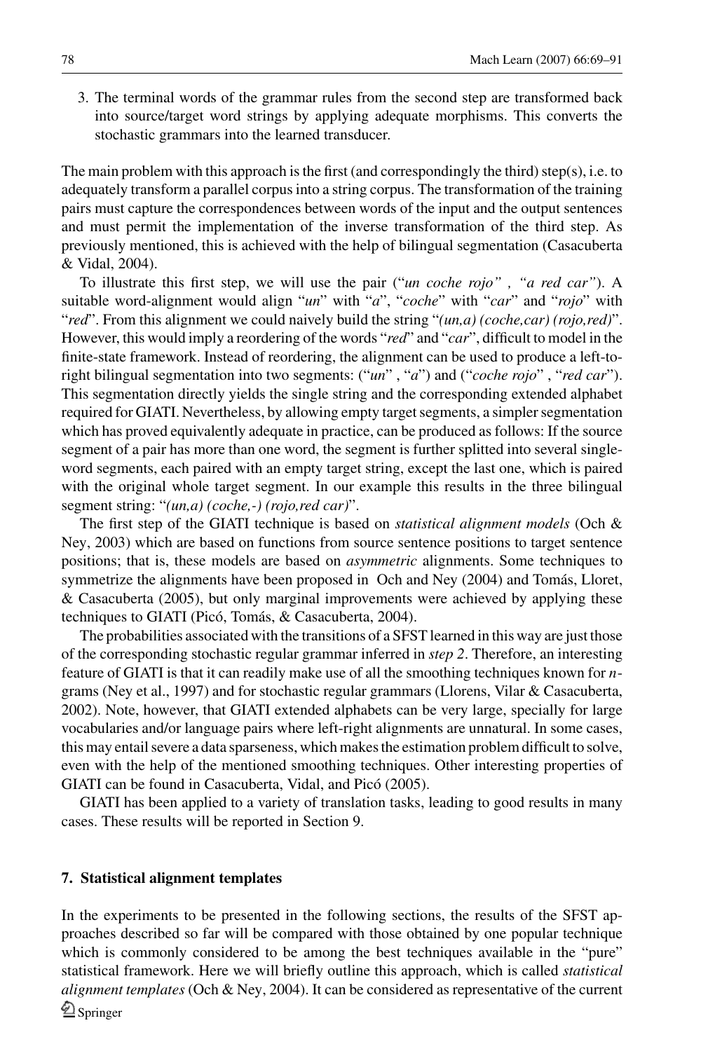3. The terminal words of the grammar rules from the second step are transformed back into source/target word strings by applying adequate morphisms. This converts the stochastic grammars into the learned transducer.

The main problem with this approach is the first (and correspondingly the third) step(s), i.e. to adequately transform a parallel corpus into a string corpus. The transformation of the training pairs must capture the correspondences between words of the input and the output sentences and must permit the implementation of the inverse transformation of the third step. As previously mentioned, this is achieved with the help of bilingual segmentation (Casacuberta & Vidal, 2004).

To illustrate this first step, we will use the pair ("*un coche rojo" , "a red car"*). A suitable word-alignment would align "*un*" with "*a*", "*coche*" with "*car*" and "*rojo*" with "*red*". From this alignment we could naively build the string "*(un,a) (coche,car) (rojo,red)*". However, this would imply a reordering of the words "*red*" and "*car*", difficult to model in the finite-state framework. Instead of reordering, the alignment can be used to produce a left-to-right bilingual segmentation into two segments: ("*un*" , "*a*") and ("*coche rojo*" , "*red car*"). This segmentation directly yields the single string and the corresponding extended alphabet required for GIATI. Nevertheless, by allowing empty target segments, a simpler segmentation which has proved equivalently adequate in practice, can be produced as follows: If the source segment of a pair has more than one word, the segment is further splitted into several single-word segments, each paired with an empty target string, except the last one, which is paired with the original whole target segment. In our example this results in the three bilingual segment string: "*(un,a) (coche,-) (rojo,red car)*".

The first step of the GIATI technique is based on *statistical alignment models* (Och & Ney, 2003) which are based on functions from source sentence positions to target sentence positions; that is, these models are based on *asymmetric* alignments. Some techniques to symmetrize the alignments have been proposed in Och and Ney (2004) and Tomás, Lloret, & Casacuberta (2005), but only marginal improvements were achieved by applying these techniques to GIATI (Picó, Tomás, & Casacuberta, 2004).

The probabilities associated with the transitions of a SFST learned in this way are just those of the corresponding stochastic regular grammar inferred in *step 2*. Therefore, an interesting feature of GIATI is that it can readily make use of all the smoothing techniques known for *n*-grams (Ney et al., 1997) and for stochastic regular grammars (Llorens, Vilar & Casacuberta, 2002). Note, however, that GIATI extended alphabets can be very large, specially for large vocabularies and/or language pairs where left-right alignments are unnatural. In some cases, this may entail severe a data sparseness, which makes the estimation problem difficult to solve, even with the help of the mentioned smoothing techniques. Other interesting properties of GIATI can be found in Casacuberta, Vidal, and Picó (2005).

GIATI has been applied to a variety of translation tasks, leading to good results in many cases. These results will be reported in Section 9.

## 7. Statistical alignment templates

In the experiments to be presented in the following sections, the results of the SFST approaches described so far will be compared with those obtained by one popular technique which is commonly considered to be among the best techniques available in the "pure" statistical framework. Here we will briefly outline this approach, which is called *statistical alignment templates* (Och & Ney, 2004). It can be considered as representative of the current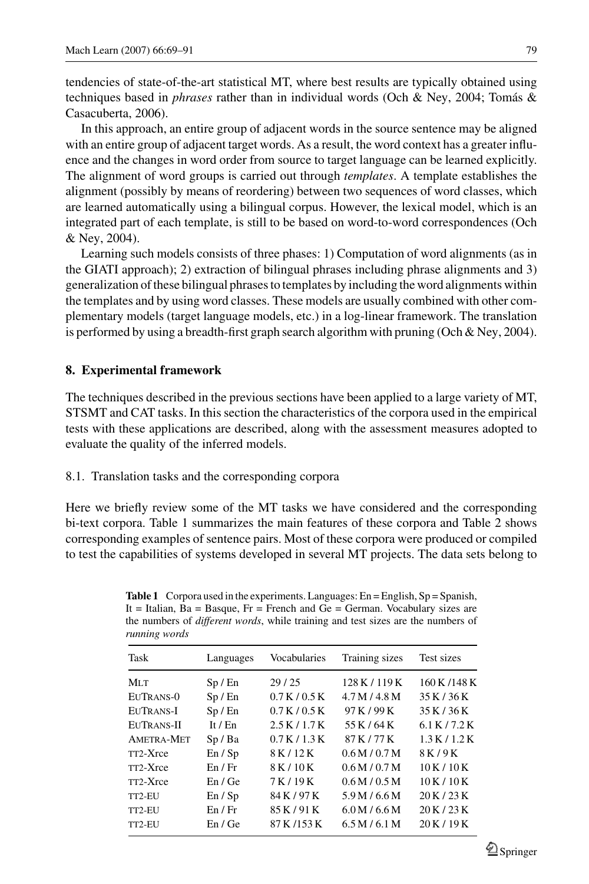tendencies of state-of-the-art statistical MT, where best results are typically obtained using techniques based in *phrases* rather than in individual words (Och & Ney, 2004; Tomás & Casacuberta, 2006).

In this approach, an entire group of adjacent words in the source sentence may be aligned with an entire group of adjacent target words. As a result, the word context has a greater influence and the changes in word order from source to target language can be learned explicitly. The alignment of word groups is carried out through *templates*. A template establishes the alignment (possibly by means of reordering) between two sequences of word classes, which are learned automatically using a bilingual corpus. However, the lexical model, which is an integrated part of each template, is still to be based on word-to-word correspondences (Och & Ney, 2004).

Learning such models consists of three phases: 1) Computation of word alignments (as in the GIATI approach); 2) extraction of bilingual phrases including phrase alignments and 3) generalization of these bilingual phrases to templates by including the word alignments within the templates and by using word classes. These models are usually combined with other complementary models (target language models, etc.) in a log-linear framework. The translation is performed by using a breadth-first graph search algorithm with pruning (Och & Ney, 2004).

## 8. Experimental framework

The techniques described in the previous sections have been applied to a large variety of MT, STSMT and CAT tasks. In this section the characteristics of the corpora used in the empirical tests with these applications are described, along with the assessment measures adopted to evaluate the quality of the inferred models.

### 8.1. Translation tasks and the corresponding corpora

Here we briefly review some of the MT tasks we have considered and the corresponding bi-text corpora. Table 1 summarizes the main features of these corpora and Table 2 shows corresponding examples of sentence pairs. Most of these corpora were produced or compiled to test the capabilities of systems developed in several MT projects. The data sets belong to

**Table 1** Corpora used in the experiments. Languages: En = English, Sp = Spanish, It = Italian, Ba = Basque, Fr = French and Ge = German. Vocabulary sizes are the numbers of *different words*, while training and test sizes are the numbers of *running words*

| Task | Languages | Vocabularies | Training sizes | Test sizes |
|---|---|---|---|---|
| MLT | Sp / En | 29 / 25 | 128 K / 119 K | 160 K /148 K |
| EuTrans-0 | Sp / En | 0.7 K / 0.5 K | 4.7 M / 4.8 M | 35 K / 36 K |
| EuTrans-I | Sp / En | 0.7 K / 0.5 K | 97 K / 99 K | 35 K / 36 K |
| EuTrans-II | It / En | 2.5 K / 1.7 K | 55 K / 64 K | 6.1 K / 7.2 K |
| Ametra-Met | Sp / Ba | 0.7 K / 1.3 K | 87 K / 77 K | 1.3 K / 1.2 K |
| tt2-Xrce | En / Sp | 8 K / 12 K | 0.6 M / 0.7 M | 8 K / 9 K |
| tt2-Xrce | En / Fr | 8 K / 10 K | 0.6 M / 0.7 M | 10 K / 10 K |
| tt2-Xrce | En / Ge | 7 K / 19 K | 0.6 M / 0.5 M | 10 K / 10 K |
| tt2-EU | En / Sp | 84 K / 97 K | 5.9 M / 6.6 M | 20 K / 23 K |
| tt2-EU | En / Fr | 85 K / 91 K | 6.0 M / 6.6 M | 20 K / 23 K |
| tt2-EU | En / Ge | 87 K /153 K | 6.5 M / 6.1 M | 20 K / 19 K |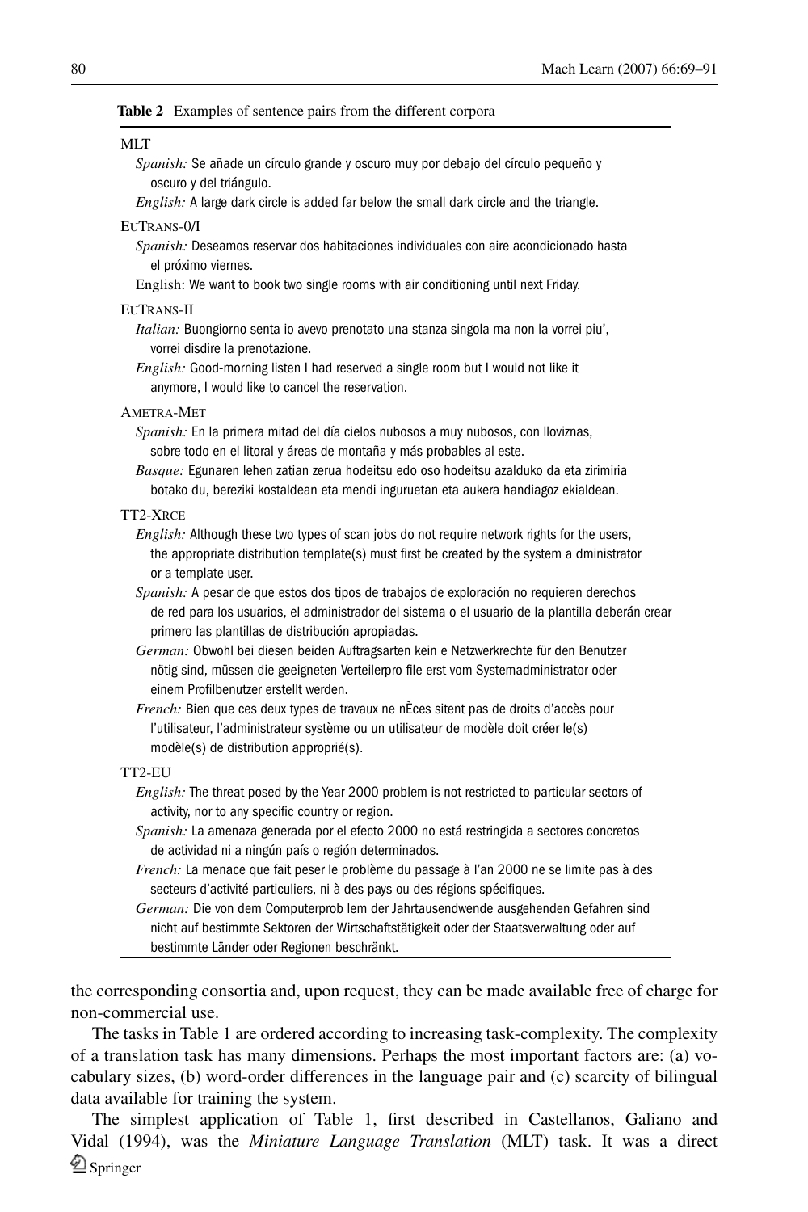**Table 2** Examples of sentence pairs from the different corpora

MLT

*Spanish:* Se añade un círculo grande y oscuro muy por debajo del círculo pequeño y oscuro y del triángulo.

*English:* A large dark circle is added far below the small dark circle and the triangle.

EuTrans-0/I

*Spanish:* Deseamos reservar dos habitaciones individuales con aire acondicionado hasta el próximo viernes.

English: We want to book two single rooms with air conditioning until next Friday.

EuTrans-II

*Italian:* Buongiorno senta io avevo prenotato una stanza singola ma non la vorrei piu', vorrei disdire la prenotazione.

*English:* Good-morning listen I had reserved a single room but I would not like it anymore, I would like to cancel the reservation.

Ametra-Met

*Spanish:* En la primera mitad del día cielos nubosos a muy nubosos, con lloviznas, sobre todo en el litoral y áreas de montaña y más probables al este.

*Basque:* Egunaren lehen zatian zerua hodeitsu edo oso hodeitsu azalduko da eta zirimiria botako du, bereziki kostaldean eta mendi inguruetan eta aukera handiagoz ekialdean.

TT2-Xrce

*English:* Although these two types of scan jobs do not require network rights for the users, the appropriate distribution template(s) must first be created by the system a dministrator or a template user.

*Spanish:* A pesar de que estos dos tipos de trabajos de exploración no requieren derechos de red para los usuarios, el administrador del sistema o el usuario de la plantilla deberán crear primero las plantillas de distribución apropiadas.

*German:* Obwohl bei diesen beiden Auftragsarten kein e Netzwerkrechte für den Benutzer nötig sind, müssen die geeigneten Verteilerpro file erst vom Systemadministrator oder einem Profilbenutzer erstellt werden.

*French:* Bien que ces deux types de travaux ne nÈces sitent pas de droits d'accès pour l'utilisateur, l'administrateur système ou un utilisateur de modèle doit créer le(s) modèle(s) de distribution approprié(s).

TT2-EU

*English:* The threat posed by the Year 2000 problem is not restricted to particular sectors of activity, nor to any specific country or region.

*Spanish:* La amenaza generada por el efecto 2000 no está restringida a sectores concretos de actividad ni a ningún país o región determinados.

*French:* La menace que fait peser le problème du passage à l'an 2000 ne se limite pas à des secteurs d'activité particuliers, ni à des pays ou des régions spécifiques.

*German:* Die von dem Computerprob lem der Jahrtausendwende ausgehenden Gefahren sind nicht auf bestimmte Sektoren der Wirtschaftstätigkeit oder der Staatsverwaltung oder auf bestimmte Länder oder Regionen beschränkt.

the corresponding consortia and, upon request, they can be made available free of charge for non-commercial use.

The tasks in Table 1 are ordered according to increasing task-complexity. The complexity of a translation task has many dimensions. Perhaps the most important factors are: (a) vocabulary sizes, (b) word-order differences in the language pair and (c) scarcity of bilingual data available for training the system.

The simplest application of Table 1, first described in Castellanos, Galiano and Vidal (1994), was the *Miniature Language Translation* (MLT) task. It was a direct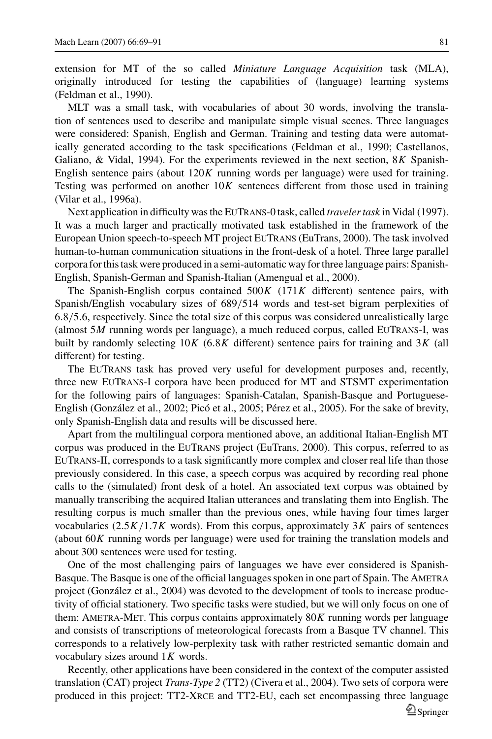extension for MT of the so called *Miniature Language Acquisition* task (MLA), originally introduced for testing the capabilities of (language) learning systems (Feldman et al., 1990).

MLT was a small task, with vocabularies of about 30 words, involving the translation of sentences used to describe and manipulate simple visual scenes. Three languages were considered: Spanish, English and German. Training and testing data were automatically generated according to the task specifications (Feldman et al., 1990; Castellanos, Galiano, & Vidal, 1994). For the experiments reviewed in the next section, $8K$ Spanish-English sentence pairs (about $120K$ running words per language) were used for training. Testing was performed on another $10K$ sentences different from those used in training (Vilar et al., 1996a).

Next application in difficulty was the EuTrans-0 task, called *traveler task* in Vidal (1997). It was a much larger and practically motivated task established in the framework of the European Union speech-to-speech MT project EuTrans (EuTrans, 2000). The task involved human-to-human communication situations in the front-desk of a hotel. Three large parallel corpora for this task were produced in a semi-automatic way for three language pairs: Spanish-English, Spanish-German and Spanish-Italian (Amengual et al., 2000).

The Spanish-English corpus contained $500K$ ($171K$ different) sentence pairs, with Spanish/English vocabulary sizes of 689/514 words and test-set bigram perplexities of 6.8/5.6, respectively. Since the total size of this corpus was considered unrealistically large (almost $5M$ running words per language), a much reduced corpus, called EuTrans-I, was built by randomly selecting $10K$ ($6.8K$ different) sentence pairs for training and $3K$ (all different) for testing.

The EuTrans task has proved very useful for development purposes and, recently, three new EuTrans-I corpora have been produced for MT and STSMT experimentation for the following pairs of languages: Spanish-Catalan, Spanish-Basque and Portuguese-English (González et al., 2002; Picó et al., 2005; Pérez et al., 2005). For the sake of brevity, only Spanish-English data and results will be discussed here.

Apart from the multilingual corpora mentioned above, an additional Italian-English MT corpus was produced in the EuTrans project (EuTrans, 2000). This corpus, referred to as EuTrans-II, corresponds to a task significantly more complex and closer real life than those previously considered. In this case, a speech corpus was acquired by recording real phone calls to the (simulated) front desk of a hotel. An associated text corpus was obtained by manually transcribing the acquired Italian utterances and translating them into English. The resulting corpus is much smaller than the previous ones, while having four times larger vocabularies ($2.5K/1.7K$ words). From this corpus, approximately $3K$ pairs of sentences (about $60K$ running words per language) were used for training the translation models and about 300 sentences were used for testing.

One of the most challenging pairs of languages we have ever considered is Spanish-Basque. The Basque is one of the official languages spoken in one part of Spain. The Ametra project (González et al., 2004) was devoted to the development of tools to increase productivity of official stationery. Two specific tasks were studied, but we will only focus on one of them: Ametra-Met. This corpus contains approximately $80K$ running words per language and consists of transcriptions of meteorological forecasts from a Basque TV channel. This corresponds to a relatively low-perplexity task with rather restricted semantic domain and vocabulary sizes around $1K$ words.

Recently, other applications have been considered in the context of the computer assisted translation (CAT) project *Trans-Type 2* (TT2) (Civera et al., 2004). Two sets of corpora were produced in this project: TT2-Xrce and TT2-EU, each set encompassing three language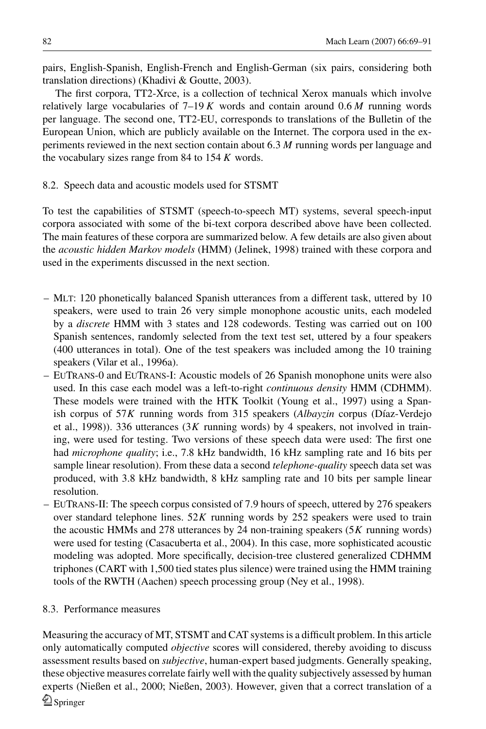pairs, English-Spanish, English-French and English-German (six pairs, considering both translation directions) (Khadivi & Goutte, 2003).

The first corpora, TT2-Xrce, is a collection of technical Xerox manuals which involve relatively large vocabularies of 7–19 $K$ words and contain around 0.6 $M$ running words per language. The second one, TT2-EU, corresponds to translations of the Bulletin of the European Union, which are publicly available on the Internet. The corpora used in the experiments reviewed in the next section contain about 6.3 $M$ running words per language and the vocabulary sizes range from 84 to 154 $K$ words.

### 8.2. Speech data and acoustic models used for STSMT

To test the capabilities of STSMT (speech-to-speech MT) systems, several speech-input corpora associated with some of the bi-text corpora described above have been collected. The main features of these corpora are summarized below. A few details are also given about the *acoustic hidden Markov models* (HMM) (Jelinek, 1998) trained with these corpora and used in the experiments discussed in the next section.

- MLT: 120 phonetically balanced Spanish utterances from a different task, uttered by 10 speakers, were used to train 26 very simple monophone acoustic units, each modeled by a *discrete* HMM with 3 states and 128 codewords. Testing was carried out on 100 Spanish sentences, randomly selected from the text test set, uttered by a four speakers (400 utterances in total). One of the test speakers was included among the 10 training speakers (Vilar et al., 1996a).
- EuTrans-0 and EuTrans-I: Acoustic models of 26 Spanish monophone units were also used. In this case each model was a left-to-right *continuous density* HMM (CDHMM). These models were trained with the HTK Toolkit (Young et al., 1997) using a Spanish corpus of 57$K$ running words from 315 speakers (*Albayzin* corpus (Díaz-Verdejo et al., 1998)). 336 utterances (3$K$ running words) by 4 speakers, not involved in training, were used for testing. Two versions of these speech data were used: The first one had *microphone quality*; i.e., 7.8 kHz bandwidth, 16 kHz sampling rate and 16 bits per sample linear resolution). From these data a second *telephone-quality* speech data set was produced, with 3.8 kHz bandwidth, 8 kHz sampling rate and 10 bits per sample linear resolution.
- EuTrans-II: The speech corpus consisted of 7.9 hours of speech, uttered by 276 speakers over standard telephone lines. 52$K$ running words by 252 speakers were used to train the acoustic HMMs and 278 utterances by 24 non-training speakers (5$K$ running words) were used for testing (Casacuberta et al., 2004). In this case, more sophisticated acoustic modeling was adopted. More specifically, decision-tree clustered generalized CDHMM triphones (CART with 1,500 tied states plus silence) were trained using the HMM training tools of the RWTH (Aachen) speech processing group (Ney et al., 1998).

### 8.3. Performance measures

Measuring the accuracy of MT, STSMT and CAT systems is a difficult problem. In this article only automatically computed *objective* scores will considered, thereby avoiding to discuss assessment results based on *subjective*, human-expert based judgments. Generally speaking, these objective measures correlate fairly well with the quality subjectively assessed by human experts (Nießen et al., 2000; Nießen, 2003). However, given that a correct translation of a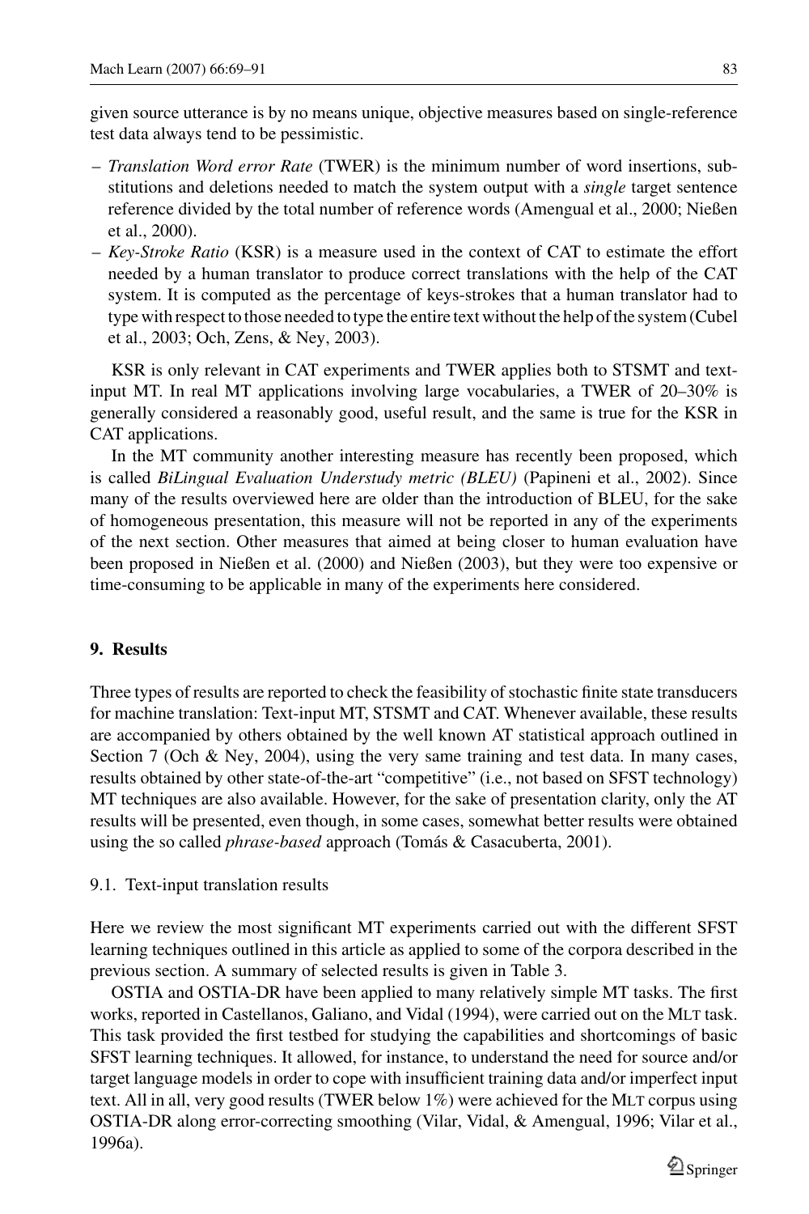given source utterance is by no means unique, objective measures based on single-reference test data always tend to be pessimistic.

– *Translation Word error Rate* (TWER) is the minimum number of word insertions, substitutions and deletions needed to match the system output with a *single* target sentence reference divided by the total number of reference words (Amengual et al., 2000; Nießen et al., 2000).
– *Key-Stroke Ratio* (KSR) is a measure used in the context of CAT to estimate the effort needed by a human translator to produce correct translations with the help of the CAT system. It is computed as the percentage of keys-strokes that a human translator had to type with respect to those needed to type the entire text without the help of the system (Cubel et al., 2003; Och, Zens, & Ney, 2003).

KSR is only relevant in CAT experiments and TWER applies both to STSMT and text-input MT. In real MT applications involving large vocabularies, a TWER of 20–30% is generally considered a reasonably good, useful result, and the same is true for the KSR in CAT applications.

In the MT community another interesting measure has recently been proposed, which is called *BiLingual Evaluation Understudy metric (BLEU)* (Papineni et al., 2002). Since many of the results overviewed here are older than the introduction of BLEU, for the sake of homogeneous presentation, this measure will not be reported in any of the experiments of the next section. Other measures that aimed at being closer to human evaluation have been proposed in Nießen et al. (2000) and Nießen (2003), but they were too expensive or time-consuming to be applicable in many of the experiments here considered.

## 9. Results

Three types of results are reported to check the feasibility of stochastic finite state transducers for machine translation: Text-input MT, STSMT and CAT. Whenever available, these results are accompanied by others obtained by the well known AT statistical approach outlined in Section 7 (Och & Ney, 2004), using the very same training and test data. In many cases, results obtained by other state-of-the-art "competitive" (i.e., not based on SFST technology) MT techniques are also available. However, for the sake of presentation clarity, only the AT results will be presented, even though, in some cases, somewhat better results were obtained using the so called *phrase-based* approach (Tomás & Casacuberta, 2001).

### 9.1. Text-input translation results

Here we review the most significant MT experiments carried out with the different SFST learning techniques outlined in this article as applied to some of the corpora described in the previous section. A summary of selected results is given in Table 3.

OSTIA and OSTIA-DR have been applied to many relatively simple MT tasks. The first works, reported in Castellanos, Galiano, and Vidal (1994), were carried out on the MLT task. This task provided the first testbed for studying the capabilities and shortcomings of basic SFST learning techniques. It allowed, for instance, to understand the need for source and/or target language models in order to cope with insufficient training data and/or imperfect input text. All in all, very good results (TWER below 1%) were achieved for the MLT corpus using OSTIA-DR along error-correcting smoothing (Vilar, Vidal, & Amengual, 1996; Vilar et al., 1996a).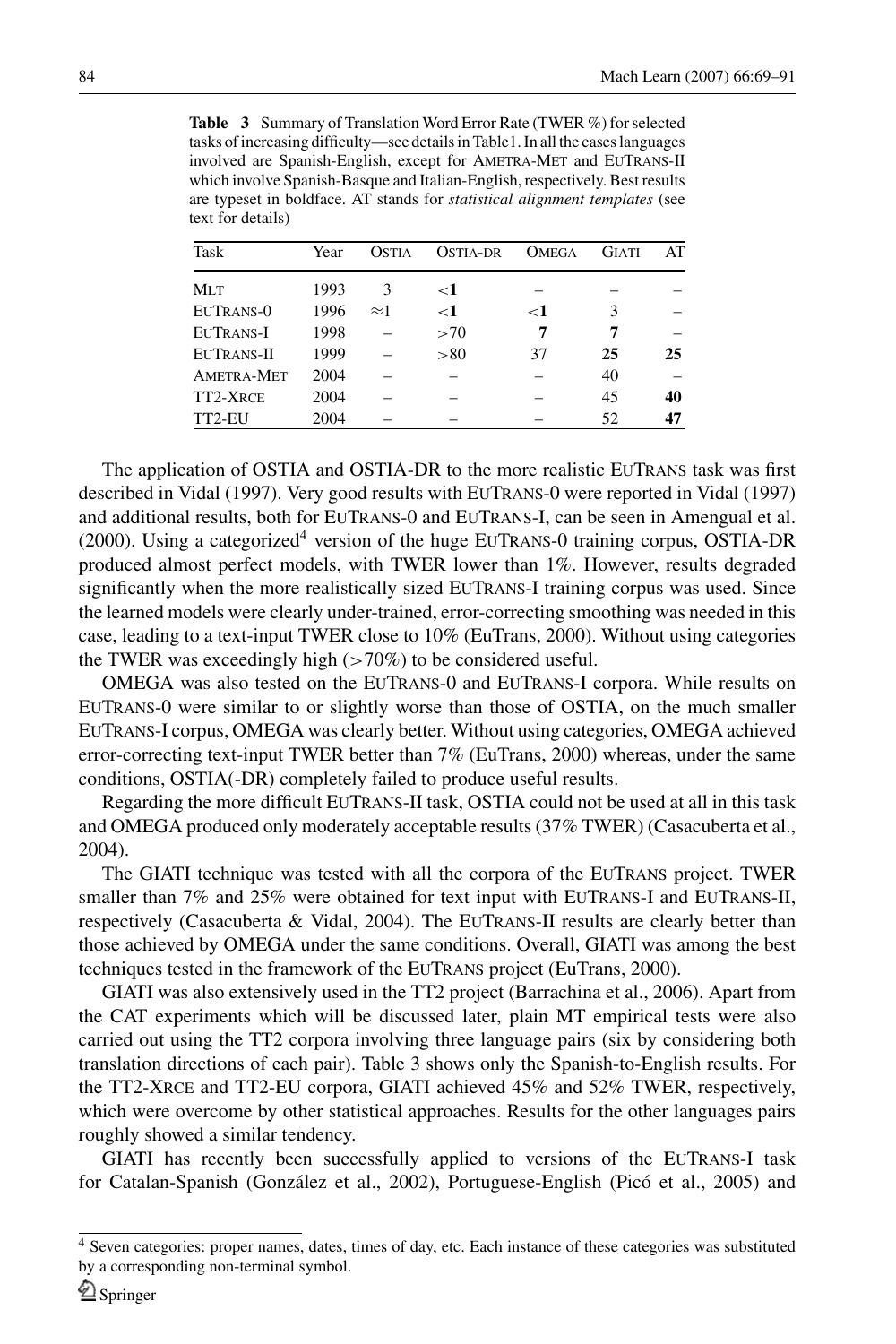**Table 3** Summary of Translation Word Error Rate (TWER %) for selected tasks of increasing difficulty—see details in Table 1. In all the cases languages involved are Spanish-English, except for AMETRA-MET and EUTRANS-II which involve Spanish-Basque and Italian-English, respectively. Best results are typeset in boldface. AT stands for *statistical alignment templates* (see text for details)

| Task | Year | OSTIA | OSTIA-DR | OMEGA | GIATI | AT |
|---|---|---|---|---|---|---|
| MLT | 1993 | 3 | **<1** | – | – | – |
| EUTRANS-0 | 1996 | ≈1 | **<1** | **<1** | 3 | – |
| EUTRANS-I | 1998 | – | >70 | **7** | **7** | – |
| EUTRANS-II | 1999 | – | >80 | 37 | **25** | **25** |
| AMETRA-MET | 2004 | – | – | – | 40 | – |
| TT2-XRCE | 2004 | – | – | – | 45 | **40** |
| TT2-EU | 2004 | – | – | – | 52 | **47** |

The application of OSTIA and OSTIA-DR to the more realistic EUTRANS task was first described in Vidal (1997). Very good results with EUTRANS-0 were reported in Vidal (1997) and additional results, both for EUTRANS-0 and EUTRANS-I, can be seen in Amengual et al. (2000). Using a categorized[4] version of the huge EUTRANS-0 training corpus, OSTIA-DR produced almost perfect models, with TWER lower than 1%. However, results degraded significantly when the more realistically sized EUTRANS-I training corpus was used. Since the learned models were clearly under-trained, error-correcting smoothing was needed in this case, leading to a text-input TWER close to 10% (EuTrans, 2000). Without using categories the TWER was exceedingly high (>70%) to be considered useful.

OMEGA was also tested on the EUTRANS-0 and EUTRANS-I corpora. While results on EUTRANS-0 were similar to or slightly worse than those of OSTIA, on the much smaller EUTRANS-I corpus, OMEGA was clearly better. Without using categories, OMEGA achieved error-correcting text-input TWER better than 7% (EuTrans, 2000) whereas, under the same conditions, OSTIA(-DR) completely failed to produce useful results.

Regarding the more difficult EUTRANS-II task, OSTIA could not be used at all in this task and OMEGA produced only moderately acceptable results (37% TWER) (Casacuberta et al., 2004).

The GIATI technique was tested with all the corpora of the EUTRANS project. TWER smaller than 7% and 25% were obtained for text input with EUTRANS-I and EUTRANS-II, respectively (Casacuberta & Vidal, 2004). The EUTRANS-II results are clearly better than those achieved by OMEGA under the same conditions. Overall, GIATI was among the best techniques tested in the framework of the EUTRANS project (EuTrans, 2000).

GIATI was also extensively used in the TT2 project (Barrachina et al., 2006). Apart from the CAT experiments which will be discussed later, plain MT empirical tests were also carried out using the TT2 corpora involving three language pairs (six by considering both translation directions of each pair). Table 3 shows only the Spanish-to-English results. For the TT2-XRCE and TT2-EU corpora, GIATI achieved 45% and 52% TWER, respectively, which were overcome by other statistical approaches. Results for the other languages pairs roughly showed a similar tendency.

GIATI has recently been successfully applied to versions of the EUTRANS-I task for Catalan-Spanish (González et al., 2002), Portuguese-English (Picó et al., 2005) and

[4] Seven categories: proper names, dates, times of day, etc. Each instance of these categories was substituted by a corresponding non-terminal symbol.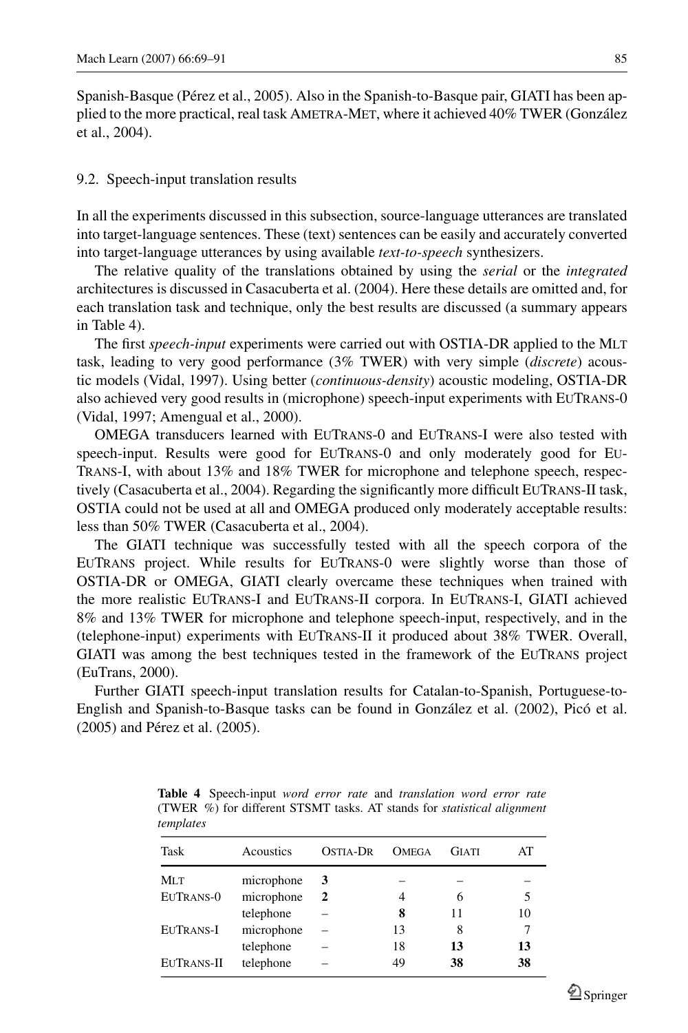Spanish-Basque (Pérez et al., 2005). Also in the Spanish-to-Basque pair, GIATI has been applied to the more practical, real task AMETRA-MET, where it achieved 40% TWER (González et al., 2004).

### 9.2. Speech-input translation results

In all the experiments discussed in this subsection, source-language utterances are translated into target-language sentences. These (text) sentences can be easily and accurately converted into target-language utterances by using available *text-to-speech* synthesizers.

The relative quality of the translations obtained by using the *serial* or the *integrated* architectures is discussed in Casacuberta et al. (2004). Here these details are omitted and, for each translation task and technique, only the best results are discussed (a summary appears in Table 4).

The first *speech-input* experiments were carried out with OSTIA-DR applied to the MLT task, leading to very good performance (3% TWER) with very simple (*discrete*) acoustic models (Vidal, 1997). Using better (*continuous-density*) acoustic modeling, OSTIA-DR also achieved very good results in (microphone) speech-input experiments with EUTRANS-0 (Vidal, 1997; Amengual et al., 2000).

OMEGA transducers learned with EUTRANS-0 and EUTRANS-I were also tested with speech-input. Results were good for EUTRANS-0 and only moderately good for EUTRANS-I, with about 13% and 18% TWER for microphone and telephone speech, respectively (Casacuberta et al., 2004). Regarding the significantly more difficult EUTRANS-II task, OSTIA could not be used at all and OMEGA produced only moderately acceptable results: less than 50% TWER (Casacuberta et al., 2004).

The GIATI technique was successfully tested with all the speech corpora of the EUTRANS project. While results for EUTRANS-0 were slightly worse than those of OSTIA-DR or OMEGA, GIATI clearly overcame these techniques when trained with the more realistic EUTRANS-I and EUTRANS-II corpora. In EUTRANS-I, GIATI achieved 8% and 13% TWER for microphone and telephone speech-input, respectively, and in the (telephone-input) experiments with EUTRANS-II it produced about 38% TWER. Overall, GIATI was among the best techniques tested in the framework of the EUTRANS project (EuTrans, 2000).

Further GIATI speech-input translation results for Catalan-to-Spanish, Portuguese-to-English and Spanish-to-Basque tasks can be found in González et al. (2002), Picó et al. (2005) and Pérez et al. (2005).

**Table 4** Speech-input *word error rate* and *translation word error rate* (TWER %) for different STSMT tasks. AT stands for *statistical alignment templates*

| Task | Acoustics | OSTIA-DR | OMEGA | GIATI | AT |
|---|---|---|---|---|---|
| MLT | microphone | **3** | – | – | – |
| EUTRANS-0 | microphone | **2** | 4 | 6 | 5 |
| | telephone | – | **8** | 11 | 10 |
| EUTRANS-I | microphone | – | 13 | 8 | 7 |
| | telephone | – | 18 | **13** | **13** |
| EUTRANS-II | telephone | – | 49 | **38** | **38** |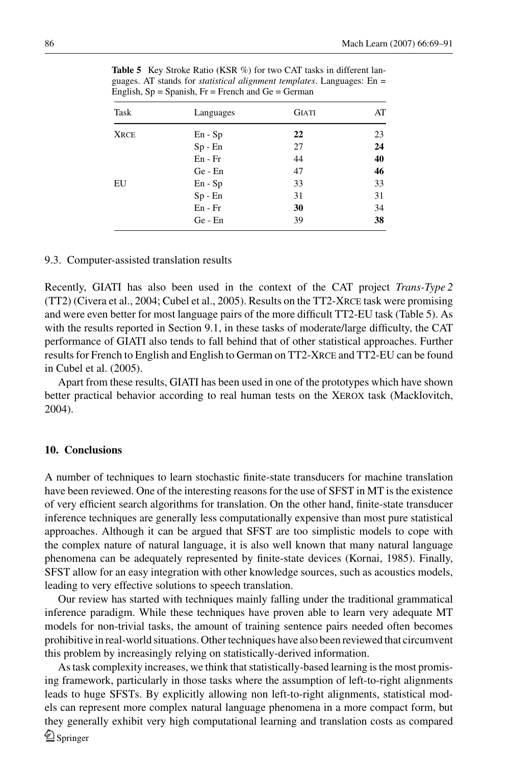**Table 5** Key Stroke Ratio (KSR %) for two CAT tasks in different languages. AT stands for *statistical alignment templates*. Languages: En = English, Sp = Spanish, Fr = French and Ge = German

| Task | Languages | GIATI | AT |
|---|---|---|---|
| XRCE | En - Sp | **22** | 23 |
| | Sp - En | 27 | **24** |
| | En - Fr | 44 | **40** |
| | Ge - En | 47 | **46** |
| EU | En - Sp | 33 | 33 |
| | Sp - En | 31 | 31 |
| | En - Fr | **30** | 34 |
| | Ge - En | 39 | **38** |

9.3. Computer-assisted translation results

Recently, GIATI has also been used in the context of the CAT project *Trans-Type 2* (TT2) (Civera et al., 2004; Cubel et al., 2005). Results on the TT2-XRCE task were promising and were even better for most language pairs of the more difficult TT2-EU task (Table 5). As with the results reported in Section 9.1, in these tasks of moderate/large difficulty, the CAT performance of GIATI also tends to fall behind that of other statistical approaches. Further results for French to English and English to German on TT2-XRCE and TT2-EU can be found in Cubel et al. (2005).

Apart from these results, GIATI has been used in one of the prototypes which have shown better practical behavior according to real human tests on the XEROX task (Macklovitch, 2004).

## 10. Conclusions

A number of techniques to learn stochastic finite-state transducers for machine translation have been reviewed. One of the interesting reasons for the use of SFST in MT is the existence of very efficient search algorithms for translation. On the other hand, finite-state transducer inference techniques are generally less computationally expensive than most pure statistical approaches. Although it can be argued that SFST are too simplistic models to cope with the complex nature of natural language, it is also well known that many natural language phenomena can be adequately represented by finite-state devices (Kornai, 1985). Finally, SFST allow for an easy integration with other knowledge sources, such as acoustics models, leading to very effective solutions to speech translation.

Our review has started with techniques mainly falling under the traditional grammatical inference paradigm. While these techniques have proven able to learn very adequate MT models for non-trivial tasks, the amount of training sentence pairs needed often becomes prohibitive in real-world situations. Other techniques have also been reviewed that circumvent this problem by increasingly relying on statistically-derived information.

As task complexity increases, we think that statistically-based learning is the most promising framework, particularly in those tasks where the assumption of left-to-right alignments leads to huge SFSTs. By explicitly allowing non left-to-right alignments, statistical models can represent more complex natural language phenomena in a more compact form, but they generally exhibit very high computational learning and translation costs as compared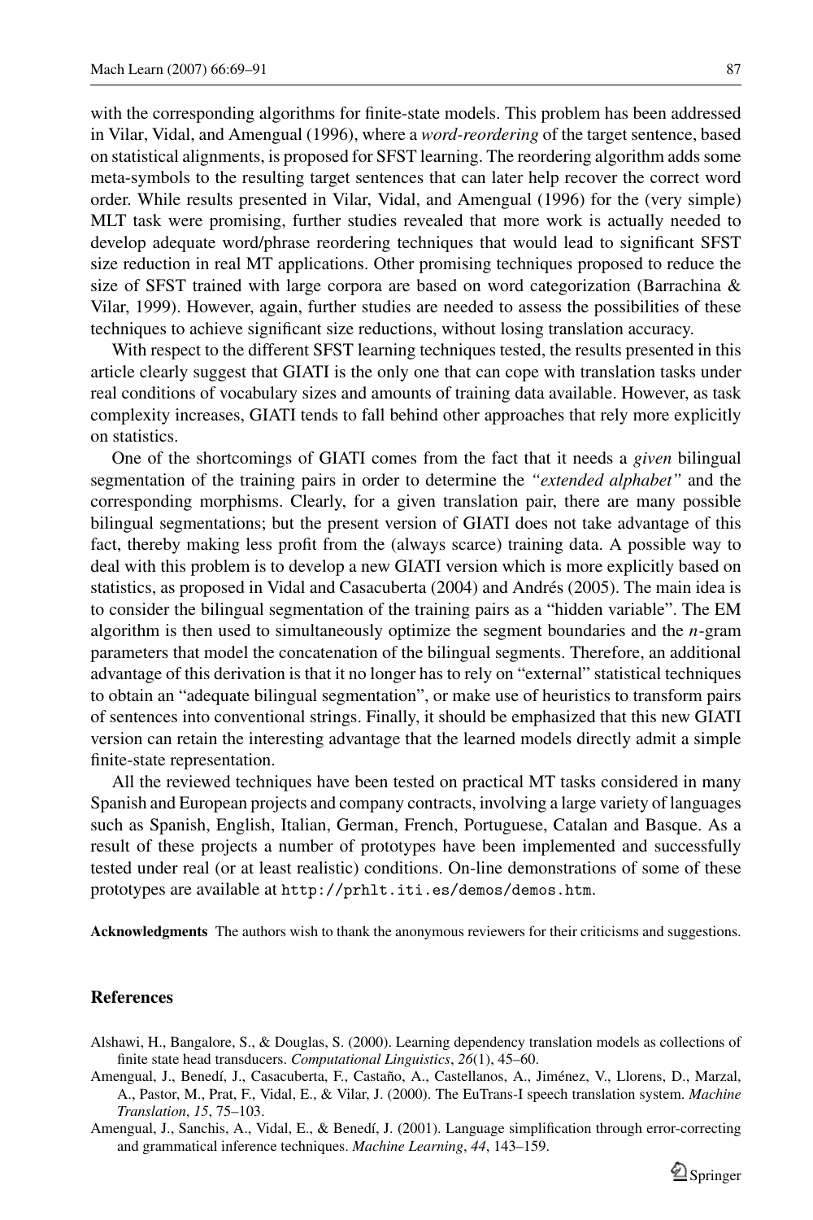with the corresponding algorithms for finite-state models. This problem has been addressed in Vilar, Vidal, and Amengual (1996), where a *word-reordering* of the target sentence, based on statistical alignments, is proposed for SFST learning. The reordering algorithm adds some meta-symbols to the resulting target sentences that can later help recover the correct word order. While results presented in Vilar, Vidal, and Amengual (1996) for the (very simple) MLT task were promising, further studies revealed that more work is actually needed to develop adequate word/phrase reordering techniques that would lead to significant SFST size reduction in real MT applications. Other promising techniques proposed to reduce the size of SFST trained with large corpora are based on word categorization (Barrachina & Vilar, 1999). However, again, further studies are needed to assess the possibilities of these techniques to achieve significant size reductions, without losing translation accuracy.

With respect to the different SFST learning techniques tested, the results presented in this article clearly suggest that GIATI is the only one that can cope with translation tasks under real conditions of vocabulary sizes and amounts of training data available. However, as task complexity increases, GIATI tends to fall behind other approaches that rely more explicitly on statistics.

One of the shortcomings of GIATI comes from the fact that it needs a *given* bilingual segmentation of the training pairs in order to determine the *"extended alphabet"* and the corresponding morphisms. Clearly, for a given translation pair, there are many possible bilingual segmentations; but the present version of GIATI does not take advantage of this fact, thereby making less profit from the (always scarce) training data. A possible way to deal with this problem is to develop a new GIATI version which is more explicitly based on statistics, as proposed in Vidal and Casacuberta (2004) and Andrés (2005). The main idea is to consider the bilingual segmentation of the training pairs as a "hidden variable". The EM algorithm is then used to simultaneously optimize the segment boundaries and the $n$-gram parameters that model the concatenation of the bilingual segments. Therefore, an additional advantage of this derivation is that it no longer has to rely on "external" statistical techniques to obtain an "adequate bilingual segmentation", or make use of heuristics to transform pairs of sentences into conventional strings. Finally, it should be emphasized that this new GIATI version can retain the interesting advantage that the learned models directly admit a simple finite-state representation.

All the reviewed techniques have been tested on practical MT tasks considered in many Spanish and European projects and company contracts, involving a large variety of languages such as Spanish, English, Italian, German, French, Portuguese, Catalan and Basque. As a result of these projects a number of prototypes have been implemented and successfully tested under real (or at least realistic) conditions. On-line demonstrations of some of these prototypes are available at `http://prhlt.iti.es/demos/demos.htm`.

**Acknowledgments** The authors wish to thank the anonymous reviewers for their criticisms and suggestions.

## References

Alshawi, H., Bangalore, S., & Douglas, S. (2000). Learning dependency translation models as collections of finite state head transducers. *Computational Linguistics*, *26*(1), 45–60.

Amengual, J., Benedí, J., Casacuberta, F., Castaño, A., Castellanos, A., Jiménez, V., Llorens, D., Marzal, A., Pastor, M., Prat, F., Vidal, E., & Vilar, J. (2000). The EuTrans-I speech translation system. *Machine Translation*, *15*, 75–103.

Amengual, J., Sanchis, A., Vidal, E., & Benedí, J. (2001). Language simplification through error-correcting and grammatical inference techniques. *Machine Learning*, *44*, 143–159.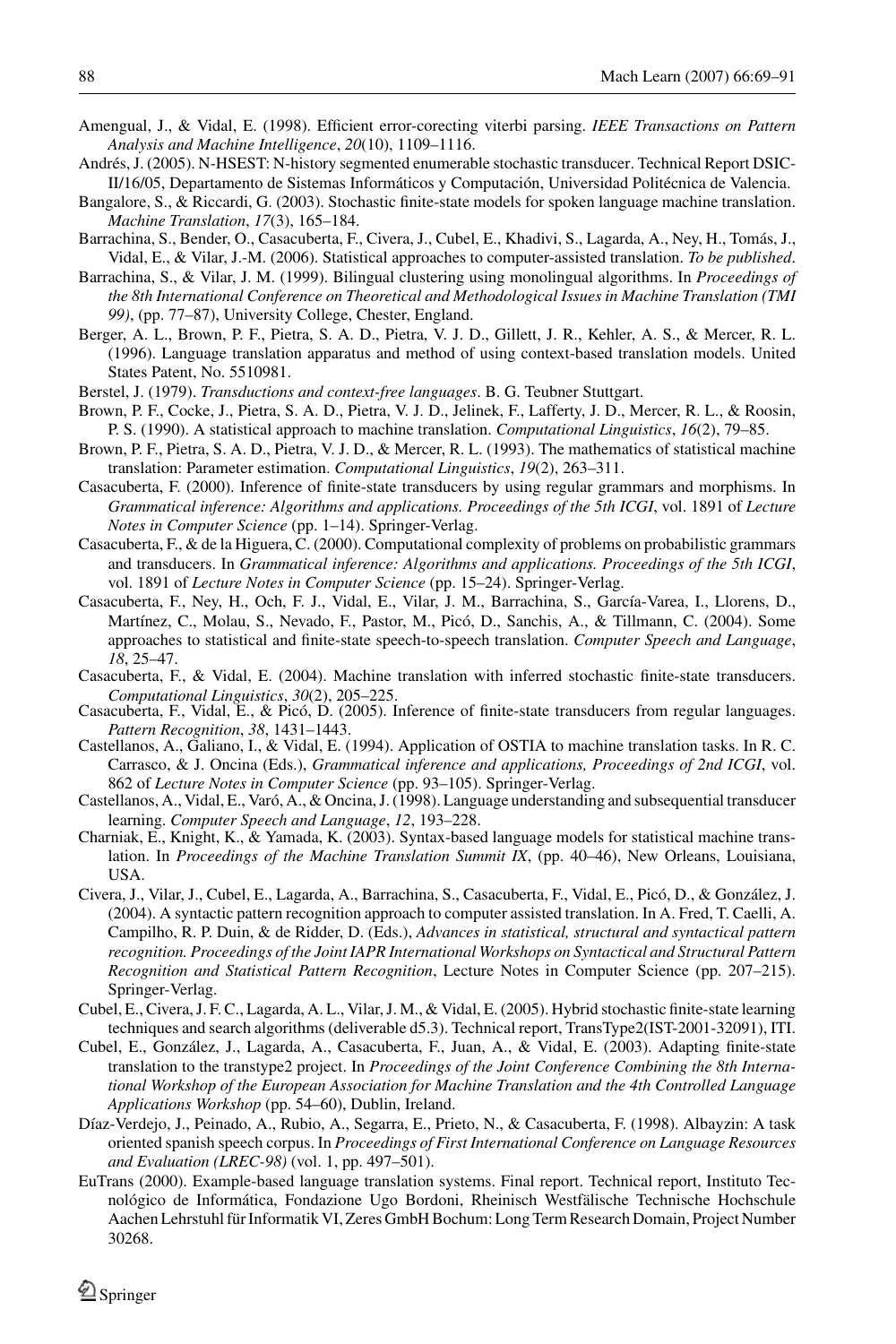Amengual, J., & Vidal, E. (1998). Efficient error-corecting viterbi parsing. *IEEE Transactions on Pattern Analysis and Machine Intelligence*, *20*(10), 1109–1116.

Andrés, J. (2005). N-HSEST: N-history segmented enumerable stochastic transducer. Technical Report DSIC-II/16/05, Departamento de Sistemas Informáticos y Computación, Universidad Politécnica de Valencia.

Bangalore, S., & Riccardi, G. (2003). Stochastic finite-state models for spoken language machine translation. *Machine Translation*, *17*(3), 165–184.

Barrachina, S., Bender, O., Casacuberta, F., Civera, J., Cubel, E., Khadivi, S., Lagarda, A., Ney, H., Tomás, J., Vidal, E., & Vilar, J.-M. (2006). Statistical approaches to computer-assisted translation. *To be published*.

Barrachina, S., & Vilar, J. M. (1999). Bilingual clustering using monolingual algorithms. In *Proceedings of the 8th International Conference on Theoretical and Methodological Issues in Machine Translation (TMI 99)*, (pp. 77–87), University College, Chester, England.

Berger, A. L., Brown, P. F., Pietra, S. A. D., Pietra, V. J. D., Gillett, J. R., Kehler, A. S., & Mercer, R. L. (1996). Language translation apparatus and method of using context-based translation models. United States Patent, No. 5510981.

Berstel, J. (1979). *Transductions and context-free languages*. B. G. Teubner Stuttgart.

Brown, P. F., Cocke, J., Pietra, S. A. D., Pietra, V. J. D., Jelinek, F., Lafferty, J. D., Mercer, R. L., & Roosin, P. S. (1990). A statistical approach to machine translation. *Computational Linguistics*, *16*(2), 79–85.

Brown, P. F., Pietra, S. A. D., Pietra, V. J. D., & Mercer, R. L. (1993). The mathematics of statistical machine translation: Parameter estimation. *Computational Linguistics*, *19*(2), 263–311.

Casacuberta, F. (2000). Inference of finite-state transducers by using regular grammars and morphisms. In *Grammatical inference: Algorithms and applications. Proceedings of the 5th ICGI*, vol. 1891 of *Lecture Notes in Computer Science* (pp. 1–14). Springer-Verlag.

Casacuberta, F., & de la Higuera, C. (2000). Computational complexity of problems on probabilistic grammars and transducers. In *Grammatical inference: Algorithms and applications. Proceedings of the 5th ICGI*, vol. 1891 of *Lecture Notes in Computer Science* (pp. 15–24). Springer-Verlag.

Casacuberta, F., Ney, H., Och, F. J., Vidal, E., Vilar, J. M., Barrachina, S., García-Varea, I., Llorens, D., Martínez, C., Molau, S., Nevado, F., Pastor, M., Picó, D., Sanchis, A., & Tillmann, C. (2004). Some approaches to statistical and finite-state speech-to-speech translation. *Computer Speech and Language*, *18*, 25–47.

Casacuberta, F., & Vidal, E. (2004). Machine translation with inferred stochastic finite-state transducers. *Computational Linguistics*, *30*(2), 205–225.

Casacuberta, F., Vidal, E., & Picó, D. (2005). Inference of finite-state transducers from regular languages. *Pattern Recognition*, *38*, 1431–1443.

Castellanos, A., Galiano, I., & Vidal, E. (1994). Application of OSTIA to machine translation tasks. In R. C. Carrasco, & J. Oncina (Eds.), *Grammatical inference and applications, Proceedings of 2nd ICGI*, vol. 862 of *Lecture Notes in Computer Science* (pp. 93–105). Springer-Verlag.

Castellanos, A., Vidal, E., Varó, A., & Oncina, J. (1998). Language understanding and subsequential transducer learning. *Computer Speech and Language*, *12*, 193–228.

Charniak, E., Knight, K., & Yamada, K. (2003). Syntax-based language models for statistical machine translation. In *Proceedings of the Machine Translation Summit IX*, (pp. 40–46), New Orleans, Louisiana, USA.

Civera, J., Vilar, J., Cubel, E., Lagarda, A., Barrachina, S., Casacuberta, F., Vidal, E., Picó, D., & González, J. (2004). A syntactic pattern recognition approach to computer assisted translation. In A. Fred, T. Caelli, A. Campilho, R. P. Duin, & de Ridder, D. (Eds.), *Advances in statistical, structural and syntactical pattern recognition. Proceedings of the Joint IAPR International Workshops on Syntactical and Structural Pattern Recognition and Statistical Pattern Recognition*, Lecture Notes in Computer Science (pp. 207–215). Springer-Verlag.

Cubel, E., Civera, J. F. C., Lagarda, A. L., Vilar, J. M., & Vidal, E. (2005). Hybrid stochastic finite-state learning techniques and search algorithms (deliverable d5.3). Technical report, TransType2(IST-2001-32091), ITI.

Cubel, E., González, J., Lagarda, A., Casacuberta, F., Juan, A., & Vidal, E. (2003). Adapting finite-state translation to the transtype2 project. In *Proceedings of the Joint Conference Combining the 8th International Workshop of the European Association for Machine Translation and the 4th Controlled Language Applications Workshop* (pp. 54–60), Dublin, Ireland.

Díaz-Verdejo, J., Peinado, A., Rubio, A., Segarra, E., Prieto, N., & Casacuberta, F. (1998). Albayzin: A task oriented spanish speech corpus. In *Proceedings of First International Conference on Language Resources and Evaluation (LREC-98)* (vol. 1, pp. 497–501).

EuTrans (2000). Example-based language translation systems. Final report. Technical report, Instituto Tecnológico de Informática, Fondazione Ugo Bordoni, Rheinisch Westfälische Technische Hochschule Aachen Lehrstuhl für Informatik VI, Zeres GmbH Bochum: Long Term Research Domain, Project Number 30268.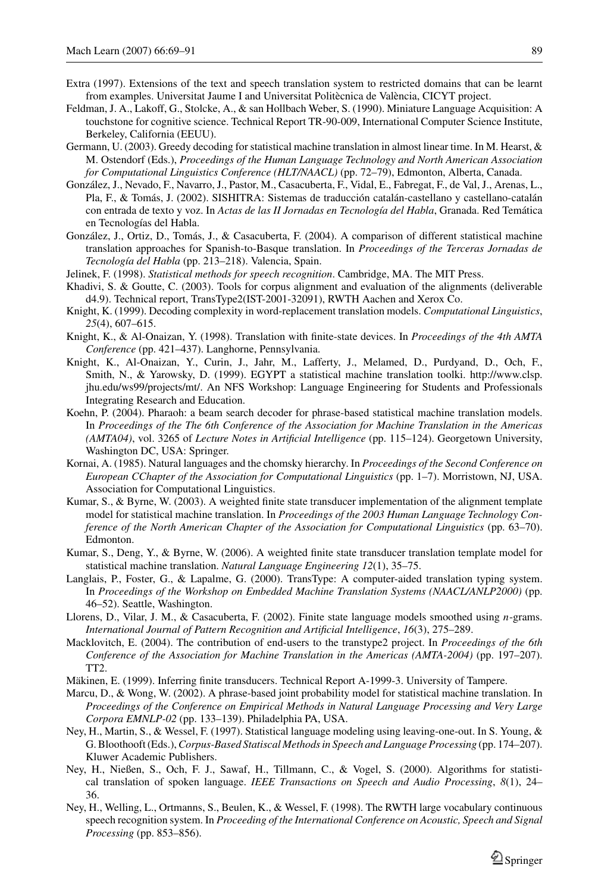Extra (1997). Extensions of the text and speech translation system to restricted domains that can be learnt from examples. Universitat Jaume I and Universitat Politècnica de València, CICYT project.

Feldman, J. A., Lakoff, G., Stolcke, A., & san Hollbach Weber, S. (1990). Miniature Language Acquisition: A touchstone for cognitive science. Technical Report TR-90-009, International Computer Science Institute, Berkeley, California (EEUU).

Germann, U. (2003). Greedy decoding for statistical machine translation in almost linear time. In M. Hearst, & M. Ostendorf (Eds.), *Proceedings of the Human Language Technology and North American Association for Computational Linguistics Conference (HLT/NAACL)* (pp. 72–79), Edmonton, Alberta, Canada.

González, J., Nevado, F., Navarro, J., Pastor, M., Casacuberta, F., Vidal, E., Fabregat, F., de Val, J., Arenas, L., Pla, F., & Tomás, J. (2002). SISHITRA: Sistemas de traducción catalán-castellano y castellano-catalán con entrada de texto y voz. In *Actas de las II Jornadas en Tecnología del Habla*, Granada. Red Temática en Tecnologías del Habla.

González, J., Ortiz, D., Tomás, J., & Casacuberta, F. (2004). A comparison of different statistical machine translation approaches for Spanish-to-Basque translation. In *Proceedings of the Terceras Jornadas de Tecnología del Habla* (pp. 213–218). Valencia, Spain.

Jelinek, F. (1998). *Statistical methods for speech recognition*. Cambridge, MA. The MIT Press.

Khadivi, S. & Goutte, C. (2003). Tools for corpus alignment and evaluation of the alignments (deliverable d4.9). Technical report, TransType2(IST-2001-32091), RWTH Aachen and Xerox Co.

Knight, K. (1999). Decoding complexity in word-replacement translation models. *Computational Linguistics*, *25*(4), 607–615.

Knight, K., & Al-Onaizan, Y. (1998). Translation with finite-state devices. In *Proceedings of the 4th AMTA Conference* (pp. 421–437). Langhorne, Pennsylvania.

Knight, K., Al-Onaizan, Y., Curin, J., Jahr, M., Lafferty, J., Melamed, D., Purdyand, D., Och, F., Smith, N., & Yarowsky, D. (1999). EGYPT a statistical machine translation toolki. http://www.clsp.jhu.edu/ws99/projects/mt/. An NFS Workshop: Language Engineering for Students and Professionals Integrating Research and Education.

Koehn, P. (2004). Pharaoh: a beam search decoder for phrase-based statistical machine translation models. In *Proceedings of the The 6th Conference of the Association for Machine Translation in the Americas (AMTA04)*, vol. 3265 of *Lecture Notes in Artificial Intelligence* (pp. 115–124). Georgetown University, Washington DC, USA: Springer.

Kornai, A. (1985). Natural languages and the chomsky hierarchy. In *Proceedings of the Second Conference on European CChapter of the Association for Computational Linguistics* (pp. 1–7). Morristown, NJ, USA. Association for Computational Linguistics.

Kumar, S., & Byrne, W. (2003). A weighted finite state transducer implementation of the alignment template model for statistical machine translation. In *Proceedings of the 2003 Human Language Technology Conference of the North American Chapter of the Association for Computational Linguistics* (pp. 63–70). Edmonton.

Kumar, S., Deng, Y., & Byrne, W. (2006). A weighted finite state transducer translation template model for statistical machine translation. *Natural Language Engineering 12*(1), 35–75.

Langlais, P., Foster, G., & Lapalme, G. (2000). TransType: A computer-aided translation typing system. In *Proceedings of the Workshop on Embedded Machine Translation Systems (NAACL/ANLP2000)* (pp. 46–52). Seattle, Washington.

Llorens, D., Vilar, J. M., & Casacuberta, F. (2002). Finite state language models smoothed using *n*-grams. *International Journal of Pattern Recognition and Artificial Intelligence*, *16*(3), 275–289.

Macklovitch, E. (2004). The contribution of end-users to the transtype2 project. In *Proceedings of the 6th Conference of the Association for Machine Translation in the Americas (AMTA-2004)* (pp. 197–207). TT2.

Mäkinen, E. (1999). Inferring finite transducers. Technical Report A-1999-3. University of Tampere.

Marcu, D., & Wong, W. (2002). A phrase-based joint probability model for statistical machine translation. In *Proceedings of the Conference on Empirical Methods in Natural Language Processing and Very Large Corpora EMNLP-02* (pp. 133–139). Philadelphia PA, USA.

Ney, H., Martin, S., & Wessel, F. (1997). Statistical language modeling using leaving-one-out. In S. Young, & G. Bloothooft (Eds.), *Corpus-Based Statiscal Methods in Speech and Language Processing* (pp. 174–207). Kluwer Academic Publishers.

Ney, H., Nießen, S., Och, F. J., Sawaf, H., Tillmann, C., & Vogel, S. (2000). Algorithms for statistical translation of spoken language. *IEEE Transactions on Speech and Audio Processing*, *8*(1), 24–36.

Ney, H., Welling, L., Ortmanns, S., Beulen, K., & Wessel, F. (1998). The RWTH large vocabulary continuous speech recognition system. In *Proceeding of the International Conference on Acoustic, Speech and Signal Processing* (pp. 853–856).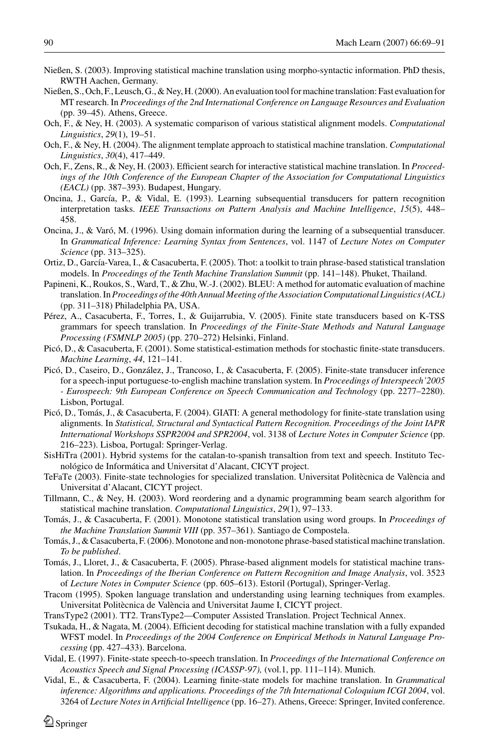Nießen, S. (2003). Improving statistical machine translation using morpho-syntactic information. PhD thesis, RWTH Aachen, Germany.

Nießen, S., Och, F., Leusch, G., & Ney, H. (2000). An evaluation tool for machine translation: Fast evaluation for MT research. In *Proceedings of the 2nd International Conference on Language Resources and Evaluation* (pp. 39–45). Athens, Greece.

Och, F., & Ney, H. (2003). A systematic comparison of various statistical alignment models. *Computational Linguistics*, *29*(1), 19–51.

Och, F., & Ney, H. (2004). The alignment template approach to statistical machine translation. *Computational Linguistics*, *30*(4), 417–449.

Och, F., Zens, R., & Ney, H. (2003). Efficient search for interactive statistical machine translation. In *Proceedings of the 10th Conference of the European Chapter of the Association for Computational Linguistics (EACL)* (pp. 387–393). Budapest, Hungary.

Oncina, J., García, P., & Vidal, E. (1993). Learning subsequential transducers for pattern recognition interpretation tasks. *IEEE Transactions on Pattern Analysis and Machine Intelligence*, *15*(5), 448–458.

Oncina, J., & Varó, M. (1996). Using domain information during the learning of a subsequential transducer. In *Grammatical Inference: Learning Syntax from Sentences*, vol. 1147 of *Lecture Notes on Computer Science* (pp. 313–325).

Ortiz, D., García-Varea, I., & Casacuberta, F. (2005). Thot: a toolkit to train phrase-based statistical translation models. In *Proceedings of the Tenth Machine Translation Summit* (pp. 141–148). Phuket, Thailand.

Papineni, K., Roukos, S., Ward, T., & Zhu, W.-J. (2002). BLEU: A method for automatic evaluation of machine translation. In *Proceedings of the 40th Annual Meeting of the Association Computational Linguistics (ACL)* (pp. 311–318) Philadelphia PA, USA.

Pérez, A., Casacuberta, F., Torres, I., & Guijarrubia, V. (2005). Finite state transducers based on K-TSS grammars for speech translation. In *Proceedings of the Finite-State Methods and Natural Language Processing (FSMNLP 2005)* (pp. 270–272) Helsinki, Finland.

Picó, D., & Casacuberta, F. (2001). Some statistical-estimation methods for stochastic finite-state transducers. *Machine Learning*, *44*, 121–141.

Picó, D., Caseiro, D., González, J., Trancoso, I., & Casacuberta, F. (2005). Finite-state transducer inference for a speech-input portuguese-to-english machine translation system. In *Proceedings of Interspeech'2005 - Eurospeech: 9th European Conference on Speech Communication and Technology* (pp. 2277–2280). Lisbon, Portugal.

Picó, D., Tomás, J., & Casacuberta, F. (2004). GIATI: A general methodology for finite-state translation using alignments. In *Statistical, Structural and Syntactical Pattern Recognition. Proceedings of the Joint IAPR Intternational Workshops SSPR2004 and SPR2004*, vol. 3138 of *Lecture Notes in Computer Science* (pp. 216–223). Lisboa, Portugal: Springer-Verlag.

SisHiTra (2001). Hybrid systems for the catalan-to-spanish transaltion from text and speech. Instituto Tecnológico de Informática and Universitat d'Alacant, CICYT project.

TeFaTe (2003). Finite-state technologies for specialized translation. Universitat Politècnica de València and Universitat d'Alacant, CICYT project.

Tillmann, C., & Ney, H. (2003). Word reordering and a dynamic programming beam search algorithm for statistical machine translation. *Computational Linguistics*, *29*(1), 97–133.

Tomás, J., & Casacuberta, F. (2001). Monotone statistical translation using word groups. In *Proceedings of the Machine Translation Summit VIII* (pp. 357–361). Santiago de Compostela.

Tomás, J., & Casacuberta, F. (2006). Monotone and non-monotone phrase-based statistical machine translation. *To be published*.

Tomás, J., Lloret, J., & Casacuberta, F. (2005). Phrase-based alignment models for statistical machine translation. In *Proceedings of the Iberian Conference on Pattern Recognition and Image Analysis*, vol. 3523 of *Lecture Notes in Computer Science* (pp. 605–613). Estoril (Portugal), Springer-Verlag.

Tracom (1995). Spoken language translation and understanding using learning techniques from examples. Universitat Politècnica de València and Universitat Jaume I, CICYT project.

TransType2 (2001). TT2. TransType2—Computer Assisted Translation. Project Technical Annex.

Tsukada, H., & Nagata, M. (2004). Efficient decoding for statistical machine translation with a fully expanded WFST model. In *Proceedings of the 2004 Conference on Empirical Methods in Natural Language Processing* (pp. 427–433). Barcelona.

Vidal, E. (1997). Finite-state speech-to-speech translation. In *Proceedings of the International Conference on Acoustics Speech and Signal Processing (ICASSP-97),* (vol.1, pp. 111–114). Munich.

Vidal, E., & Casacuberta, F. (2004). Learning finite-state models for machine translation. In *Grammatical inference: Algorithms and applications. Proceedings of the 7th International Coloquium ICGI 2004*, vol. 3264 of *Lecture Notes in Artificial Intelligence* (pp. 16–27). Athens, Greece: Springer, Invited conference.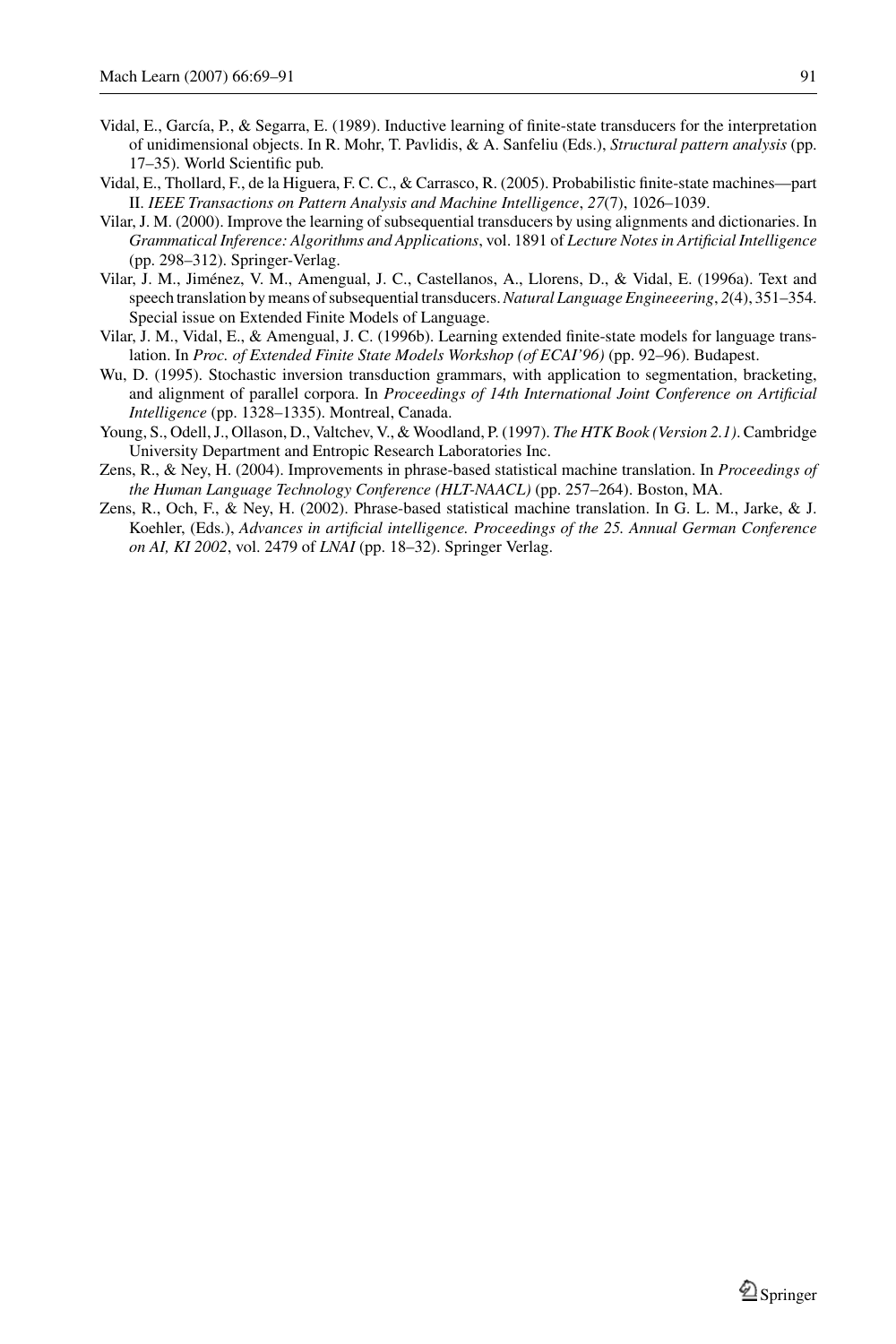Vidal, E., García, P., & Segarra, E. (1989). Inductive learning of finite-state transducers for the interpretation of unidimensional objects. In R. Mohr, T. Pavlidis, & A. Sanfeliu (Eds.), *Structural pattern analysis* (pp. 17–35). World Scientific pub.

Vidal, E., Thollard, F., de la Higuera, F. C. C., & Carrasco, R. (2005). Probabilistic finite-state machines—part II. *IEEE Transactions on Pattern Analysis and Machine Intelligence*, *27*(7), 1026–1039.

Vilar, J. M. (2000). Improve the learning of subsequential transducers by using alignments and dictionaries. In *Grammatical Inference: Algorithms and Applications*, vol. 1891 of *Lecture Notes in Artificial Intelligence* (pp. 298–312). Springer-Verlag.

Vilar, J. M., Jiménez, V. M., Amengual, J. C., Castellanos, A., Llorens, D., & Vidal, E. (1996a). Text and speech translation by means of subsequential transducers. *Natural Language Engineeering*, *2*(4), 351–354. Special issue on Extended Finite Models of Language.

Vilar, J. M., Vidal, E., & Amengual, J. C. (1996b). Learning extended finite-state models for language translation. In *Proc. of Extended Finite State Models Workshop (of ECAI'96)* (pp. 92–96). Budapest.

Wu, D. (1995). Stochastic inversion transduction grammars, with application to segmentation, bracketing, and alignment of parallel corpora. In *Proceedings of 14th International Joint Conference on Artificial Intelligence* (pp. 1328–1335). Montreal, Canada.

Young, S., Odell, J., Ollason, D., Valtchev, V., & Woodland, P. (1997). *The HTK Book (Version 2.1)*. Cambridge University Department and Entropic Research Laboratories Inc.

Zens, R., & Ney, H. (2004). Improvements in phrase-based statistical machine translation. In *Proceedings of the Human Language Technology Conference (HLT-NAACL)* (pp. 257–264). Boston, MA.

Zens, R., Och, F., & Ney, H. (2002). Phrase-based statistical machine translation. In G. L. M., Jarke, & J. Koehler, (Eds.), *Advances in artificial intelligence. Proceedings of the 25. Annual German Conference on AI, KI 2002*, vol. 2479 of *LNAI* (pp. 18–32). Springer Verlag.